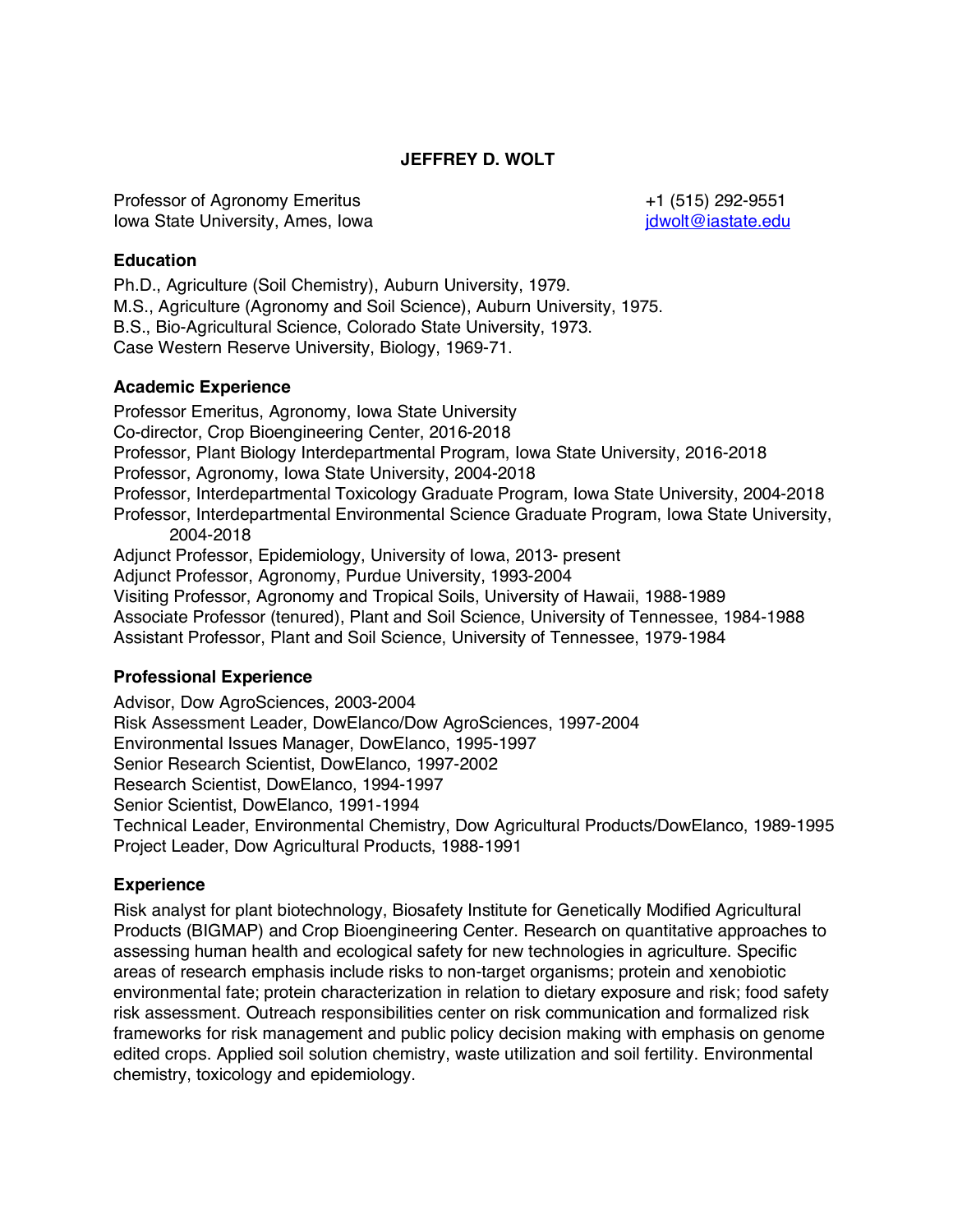# JEFFREY D. WOLT

Professor of Agronomy Emeritus
Iowa State University, Ames, Iowa

+1 (515) 292-9551
jdwolt@iastate.edu

## Education

Ph.D., Agriculture (Soil Chemistry), Auburn University, 1979.
M.S., Agriculture (Agronomy and Soil Science), Auburn University, 1975.
B.S., Bio-Agricultural Science, Colorado State University, 1973.
Case Western Reserve University, Biology, 1969-71.

## Academic Experience

Professor Emeritus, Agronomy, Iowa State University
Co-director, Crop Bioengineering Center, 2016-2018
Professor, Plant Biology Interdepartmental Program, Iowa State University, 2016-2018
Professor, Agronomy, Iowa State University, 2004-2018
Professor, Interdepartmental Toxicology Graduate Program, Iowa State University, 2004-2018
Professor, Interdepartmental Environmental Science Graduate Program, Iowa State University, 2004-2018
Adjunct Professor, Epidemiology, University of Iowa, 2013- present
Adjunct Professor, Agronomy, Purdue University, 1993-2004
Visiting Professor, Agronomy and Tropical Soils, University of Hawaii, 1988-1989
Associate Professor (tenured), Plant and Soil Science, University of Tennessee, 1984-1988
Assistant Professor, Plant and Soil Science, University of Tennessee, 1979-1984

## Professional Experience

Advisor, Dow AgroSciences, 2003-2004
Risk Assessment Leader, DowElanco/Dow AgroSciences, 1997-2004
Environmental Issues Manager, DowElanco, 1995-1997
Senior Research Scientist, DowElanco, 1997-2002
Research Scientist, DowElanco, 1994-1997
Senior Scientist, DowElanco, 1991-1994
Technical Leader, Environmental Chemistry, Dow Agricultural Products/DowElanco, 1989-1995
Project Leader, Dow Agricultural Products, 1988-1991

## Experience

Risk analyst for plant biotechnology, Biosafety Institute for Genetically Modified Agricultural Products (BIGMAP) and Crop Bioengineering Center. Research on quantitative approaches to assessing human health and ecological safety for new technologies in agriculture. Specific areas of research emphasis include risks to non-target organisms; protein and xenobiotic environmental fate; protein characterization in relation to dietary exposure and risk; food safety risk assessment. Outreach responsibilities center on risk communication and formalized risk frameworks for risk management and public policy decision making with emphasis on genome edited crops. Applied soil solution chemistry, waste utilization and soil fertility. Environmental chemistry, toxicology and epidemiology.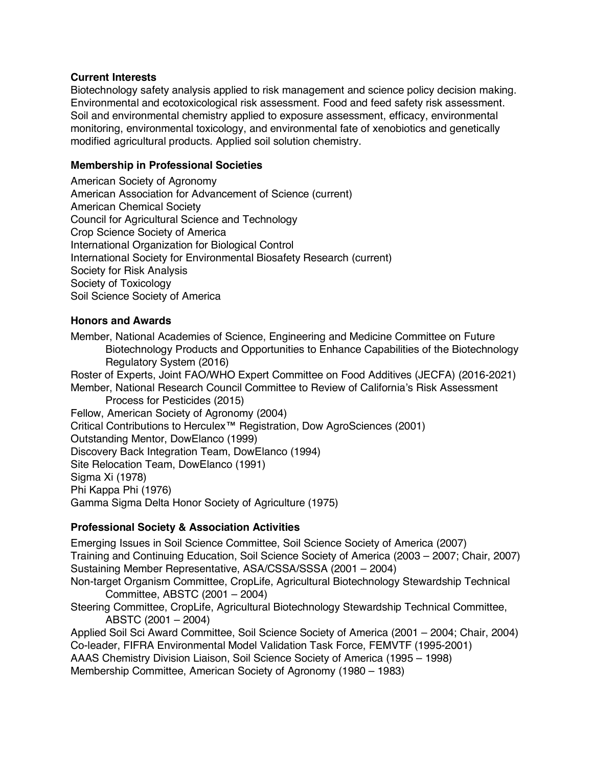### Current Interests

Biotechnology safety analysis applied to risk management and science policy decision making. Environmental and ecotoxicological risk assessment. Food and feed safety risk assessment. Soil and environmental chemistry applied to exposure assessment, efficacy, environmental monitoring, environmental toxicology, and environmental fate of xenobiotics and genetically modified agricultural products. Applied soil solution chemistry.

### Membership in Professional Societies

American Society of Agronomy
American Association for Advancement of Science (current)
American Chemical Society
Council for Agricultural Science and Technology
Crop Science Society of America
International Organization for Biological Control
International Society for Environmental Biosafety Research (current)
Society for Risk Analysis
Society of Toxicology
Soil Science Society of America

### Honors and Awards

Member, National Academies of Science, Engineering and Medicine Committee on Future Biotechnology Products and Opportunities to Enhance Capabilities of the Biotechnology Regulatory System (2016)
Roster of Experts, Joint FAO/WHO Expert Committee on Food Additives (JECFA) (2016-2021)
Member, National Research Council Committee to Review of California's Risk Assessment Process for Pesticides (2015)
Fellow, American Society of Agronomy (2004)
Critical Contributions to Herculex™ Registration, Dow AgroSciences (2001)
Outstanding Mentor, DowElanco (1999)
Discovery Back Integration Team, DowElanco (1994)
Site Relocation Team, DowElanco (1991)
Sigma Xi (1978)
Phi Kappa Phi (1976)
Gamma Sigma Delta Honor Society of Agriculture (1975)

### Professional Society & Association Activities

Emerging Issues in Soil Science Committee, Soil Science Society of America (2007)
Training and Continuing Education, Soil Science Society of America (2003 – 2007; Chair, 2007)
Sustaining Member Representative, ASA/CSSA/SSSA (2001 – 2004)
Non-target Organism Committee, CropLife, Agricultural Biotechnology Stewardship Technical Committee, ABSTC (2001 – 2004)
Steering Committee, CropLife, Agricultural Biotechnology Stewardship Technical Committee, ABSTC (2001 – 2004)
Applied Soil Sci Award Committee, Soil Science Society of America (2001 – 2004; Chair, 2004)
Co-leader, FIFRA Environmental Model Validation Task Force, FEMVTF (1995-2001)
AAAS Chemistry Division Liaison, Soil Science Society of America (1995 – 1998)
Membership Committee, American Society of Agronomy (1980 – 1983)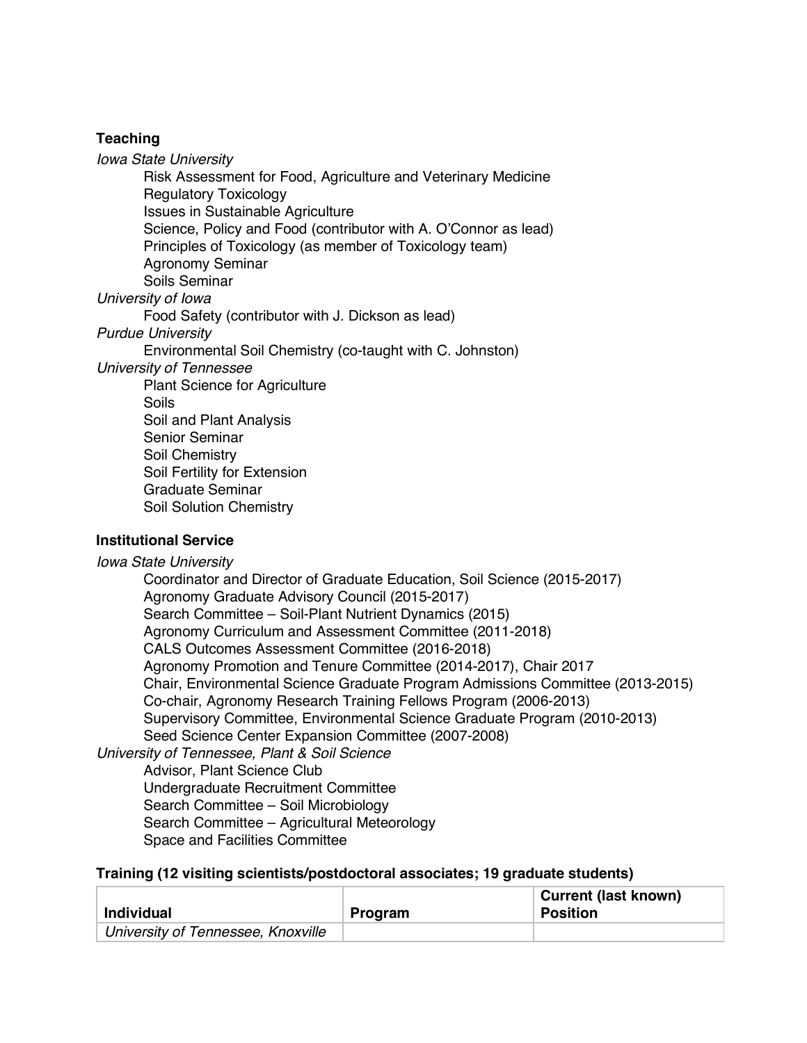### Teaching

*Iowa State University*

- Risk Assessment for Food, Agriculture and Veterinary Medicine
- Regulatory Toxicology
- Issues in Sustainable Agriculture
- Science, Policy and Food (contributor with A. O'Connor as lead)
- Principles of Toxicology (as member of Toxicology team)
- Agronomy Seminar
- Soils Seminar

*University of Iowa*

- Food Safety (contributor with J. Dickson as lead)

*Purdue University*

- Environmental Soil Chemistry (co-taught with C. Johnston)

*University of Tennessee*

- Plant Science for Agriculture
- Soils
- Soil and Plant Analysis
- Senior Seminar
- Soil Chemistry
- Soil Fertility for Extension
- Graduate Seminar
- Soil Solution Chemistry

### Institutional Service

*Iowa State University*

- Coordinator and Director of Graduate Education, Soil Science (2015-2017)
- Agronomy Graduate Advisory Council (2015-2017)
- Search Committee – Soil-Plant Nutrient Dynamics (2015)
- Agronomy Curriculum and Assessment Committee (2011-2018)
- CALS Outcomes Assessment Committee (2016-2018)
- Agronomy Promotion and Tenure Committee (2014-2017), Chair 2017
- Chair, Environmental Science Graduate Program Admissions Committee (2013-2015)
- Co-chair, Agronomy Research Training Fellows Program (2006-2013)
- Supervisory Committee, Environmental Science Graduate Program (2010-2013)
- Seed Science Center Expansion Committee (2007-2008)

*University of Tennessee, Plant & Soil Science*

- Advisor, Plant Science Club
- Undergraduate Recruitment Committee
- Search Committee – Soil Microbiology
- Search Committee – Agricultural Meteorology
- Space and Facilities Committee

### Training (12 visiting scientists/postdoctoral associates; 19 graduate students)

| Individual | Program | Current (last known) Position |
|---|---|---|
| *University of Tennessee, Knoxville* | | |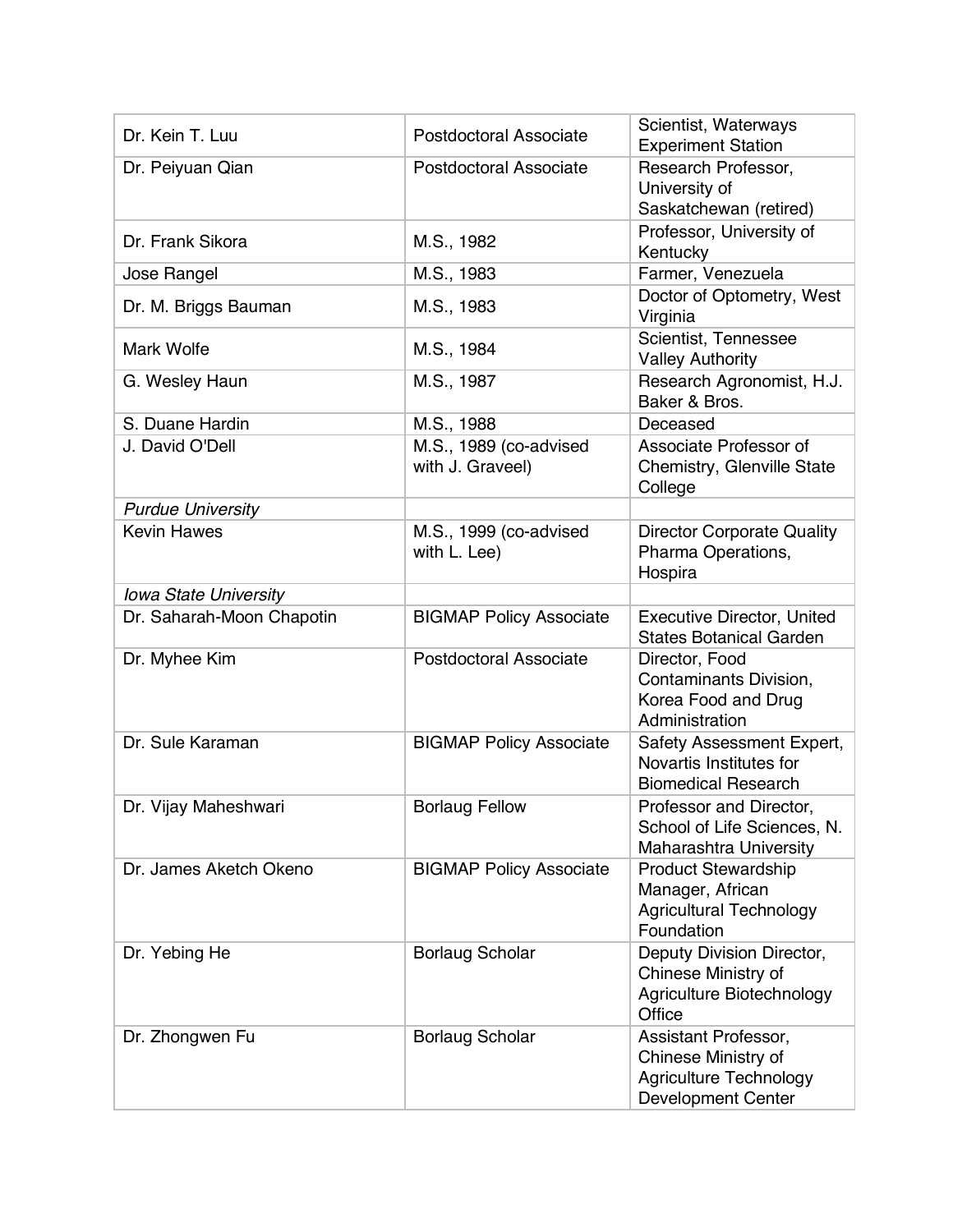| Dr. Kein T. Luu | Postdoctoral Associate | Scientist, Waterways Experiment Station |
|---|---|---|
| Dr. Peiyuan Qian | Postdoctoral Associate | Research Professor, University of Saskatchewan (retired) |
| Dr. Frank Sikora | M.S., 1982 | Professor, University of Kentucky |
| Jose Rangel | M.S., 1983 | Farmer, Venezuela |
| Dr. M. Briggs Bauman | M.S., 1983 | Doctor of Optometry, West Virginia |
| Mark Wolfe | M.S., 1984 | Scientist, Tennessee Valley Authority |
| G. Wesley Haun | M.S., 1987 | Research Agronomist, H.J. Baker & Bros. |
| S. Duane Hardin | M.S., 1988 | Deceased |
| J. David O'Dell | M.S., 1989 (co-advised with J. Graveel) | Associate Professor of Chemistry, Glenville State College |
| *Purdue University* | | |
| Kevin Hawes | M.S., 1999 (co-advised with L. Lee) | Director Corporate Quality Pharma Operations, Hospira |
| *Iowa State University* | | |
| Dr. Saharah-Moon Chapotin | BIGMAP Policy Associate | Executive Director, United States Botanical Garden |
| Dr. Myhee Kim | Postdoctoral Associate | Director, Food Contaminants Division, Korea Food and Drug Administration |
| Dr. Sule Karaman | BIGMAP Policy Associate | Safety Assessment Expert, Novartis Institutes for Biomedical Research |
| Dr. Vijay Maheshwari | Borlaug Fellow | Professor and Director, School of Life Sciences, N. Maharashtra University |
| Dr. James Aketch Okeno | BIGMAP Policy Associate | Product Stewardship Manager, African Agricultural Technology Foundation |
| Dr. Yebing He | Borlaug Scholar | Deputy Division Director, Chinese Ministry of Agriculture Biotechnology Office |
| Dr. Zhongwen Fu | Borlaug Scholar | Assistant Professor, Chinese Ministry of Agriculture Technology Development Center |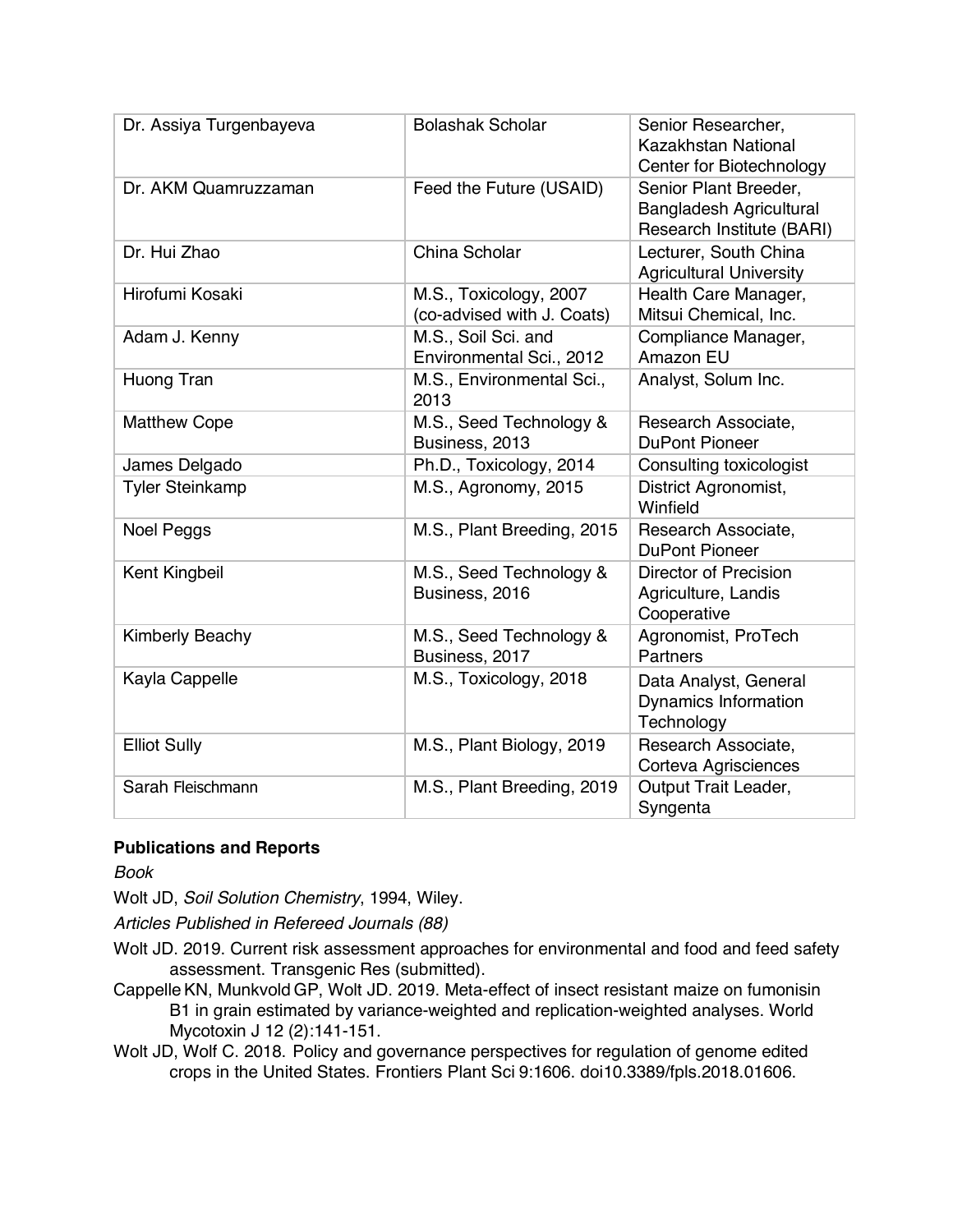| Dr. Assiya Turgenbayeva | Bolashak Scholar | Senior Researcher, Kazakhstan National Center for Biotechnology |
|---|---|---|
| Dr. AKM Quamruzzaman | Feed the Future (USAID) | Senior Plant Breeder, Bangladesh Agricultural Research Institute (BARI) |
| Dr. Hui Zhao | China Scholar | Lecturer, South China Agricultural University |
| Hirofumi Kosaki | M.S., Toxicology, 2007 (co-advised with J. Coats) | Health Care Manager, Mitsui Chemical, Inc. |
| Adam J. Kenny | M.S., Soil Sci. and Environmental Sci., 2012 | Compliance Manager, Amazon EU |
| Huong Tran | M.S., Environmental Sci., 2013 | Analyst, Solum Inc. |
| Matthew Cope | M.S., Seed Technology & Business, 2013 | Research Associate, DuPont Pioneer |
| James Delgado | Ph.D., Toxicology, 2014 | Consulting toxicologist |
| Tyler Steinkamp | M.S., Agronomy, 2015 | District Agronomist, Winfield |
| Noel Peggs | M.S., Plant Breeding, 2015 | Research Associate, DuPont Pioneer |
| Kent Kingbeil | M.S., Seed Technology & Business, 2016 | Director of Precision Agriculture, Landis Cooperative |
| Kimberly Beachy | M.S., Seed Technology & Business, 2017 | Agronomist, ProTech Partners |
| Kayla Cappelle | M.S., Toxicology, 2018 | Data Analyst, General Dynamics Information Technology |
| Elliot Sully | M.S., Plant Biology, 2019 | Research Associate, Corteva Agrisciences |
| Sarah Fleischmann | M.S., Plant Breeding, 2019 | Output Trait Leader, Syngenta |

**Publications and Reports**

*Book*

Wolt JD, *Soil Solution Chemistry*, 1994, Wiley.

*Articles Published in Refereed Journals (88)*

Wolt JD. 2019. Current risk assessment approaches for environmental and food and feed safety assessment. Transgenic Res (submitted).

Cappelle KN, Munkvold GP, Wolt JD. 2019. Meta-effect of insect resistant maize on fumonisin B1 in grain estimated by variance-weighted and replication-weighted analyses. World Mycotoxin J 12 (2):141-151.

Wolt JD, Wolf C. 2018. Policy and governance perspectives for regulation of genome edited crops in the United States. Frontiers Plant Sci 9:1606. doi10.3389/fpls.2018.01606.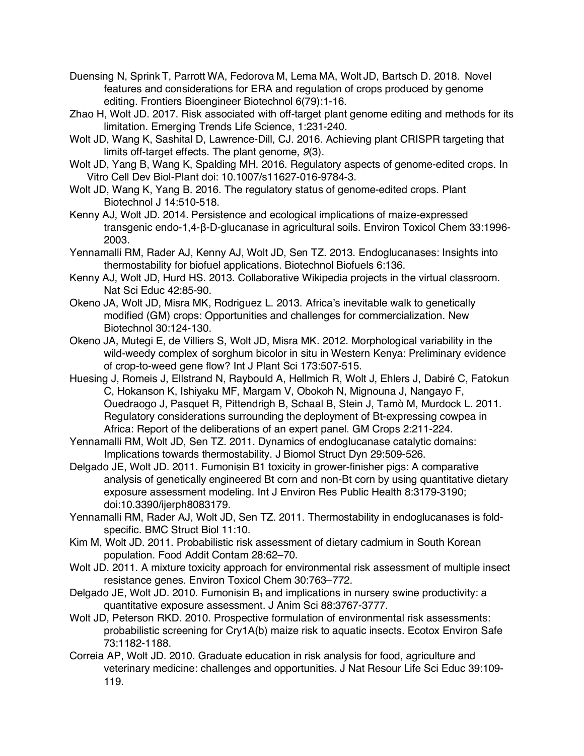Duensing N, Sprink T, Parrott WA, Fedorova M, Lema MA, Wolt JD, Bartsch D. 2018. Novel features and considerations for ERA and regulation of crops produced by genome editing. Frontiers Bioengineer Biotechnol 6(79):1-16.

Zhao H, Wolt JD. 2017. Risk associated with off-target plant genome editing and methods for its limitation. Emerging Trends Life Science, 1:231-240.

Wolt JD, Wang K, Sashital D, Lawrence-Dill, CJ. 2016. Achieving plant CRISPR targeting that limits off-target effects. The plant genome, *9*(3).

Wolt JD, Yang B, Wang K, Spalding MH. 2016. Regulatory aspects of genome-edited crops. In Vitro Cell Dev Biol-Plant doi: 10.1007/s11627-016-9784-3.

Wolt JD, Wang K, Yang B. 2016. The regulatory status of genome-edited crops. Plant Biotechnol J 14:510-518.

Kenny AJ, Wolt JD. 2014. Persistence and ecological implications of maize-expressed transgenic endo-1,4-β-D-glucanase in agricultural soils. Environ Toxicol Chem 33:1996-2003.

Yennamalli RM, Rader AJ, Kenny AJ, Wolt JD, Sen TZ. 2013. Endoglucanases: Insights into thermostability for biofuel applications. Biotechnol Biofuels 6:136.

Kenny AJ, Wolt JD, Hurd HS. 2013. Collaborative Wikipedia projects in the virtual classroom. Nat Sci Educ 42:85-90.

Okeno JA, Wolt JD, Misra MK, Rodriguez L. 2013. Africa's inevitable walk to genetically modified (GM) crops: Opportunities and challenges for commercialization. New Biotechnol 30:124-130.

Okeno JA, Mutegi E, de Villiers S, Wolt JD, Misra MK. 2012. Morphological variability in the wild-weedy complex of sorghum bicolor in situ in Western Kenya: Preliminary evidence of crop-to-weed gene flow? Int J Plant Sci 173:507-515.

Huesing J, Romeis J, Ellstrand N, Raybould A, Hellmich R, Wolt J, Ehlers J, Dabiré C, Fatokun C, Hokanson K, Ishiyaku MF, Margam V, Obokoh N, Mignouna J, Nangayo F, Ouedraogo J, Pasquet R, Pittendrigh B, Schaal B, Stein J, Tamò M, Murdock L. 2011. Regulatory considerations surrounding the deployment of Bt-expressing cowpea in Africa: Report of the deliberations of an expert panel. GM Crops 2:211-224.

Yennamalli RM, Wolt JD, Sen TZ. 2011. Dynamics of endoglucanase catalytic domains: Implications towards thermostability. J Biomol Struct Dyn 29:509-526.

Delgado JE, Wolt JD. 2011. Fumonisin B1 toxicity in grower-finisher pigs: A comparative analysis of genetically engineered Bt corn and non-Bt corn by using quantitative dietary exposure assessment modeling. Int J Environ Res Public Health 8:3179-3190; doi:10.3390/ijerph8083179.

Yennamalli RM, Rader AJ, Wolt JD, Sen TZ. 2011. Thermostability in endoglucanases is fold-specific. BMC Struct Biol 11:10.

Kim M, Wolt JD. 2011. Probabilistic risk assessment of dietary cadmium in South Korean population. Food Addit Contam 28:62–70.

Wolt JD. 2011. A mixture toxicity approach for environmental risk assessment of multiple insect resistance genes. Environ Toxicol Chem 30:763–772.

Delgado JE, Wolt JD. 2010. Fumonisin $B_1$ and implications in nursery swine productivity: a quantitative exposure assessment. J Anim Sci 88:3767-3777.

Wolt JD, Peterson RKD. 2010. Prospective formulation of environmental risk assessments: probabilistic screening for Cry1A(b) maize risk to aquatic insects. Ecotox Environ Safe 73:1182-1188.

Correia AP, Wolt JD. 2010. Graduate education in risk analysis for food, agriculture and veterinary medicine: challenges and opportunities. J Nat Resour Life Sci Educ 39:109-119.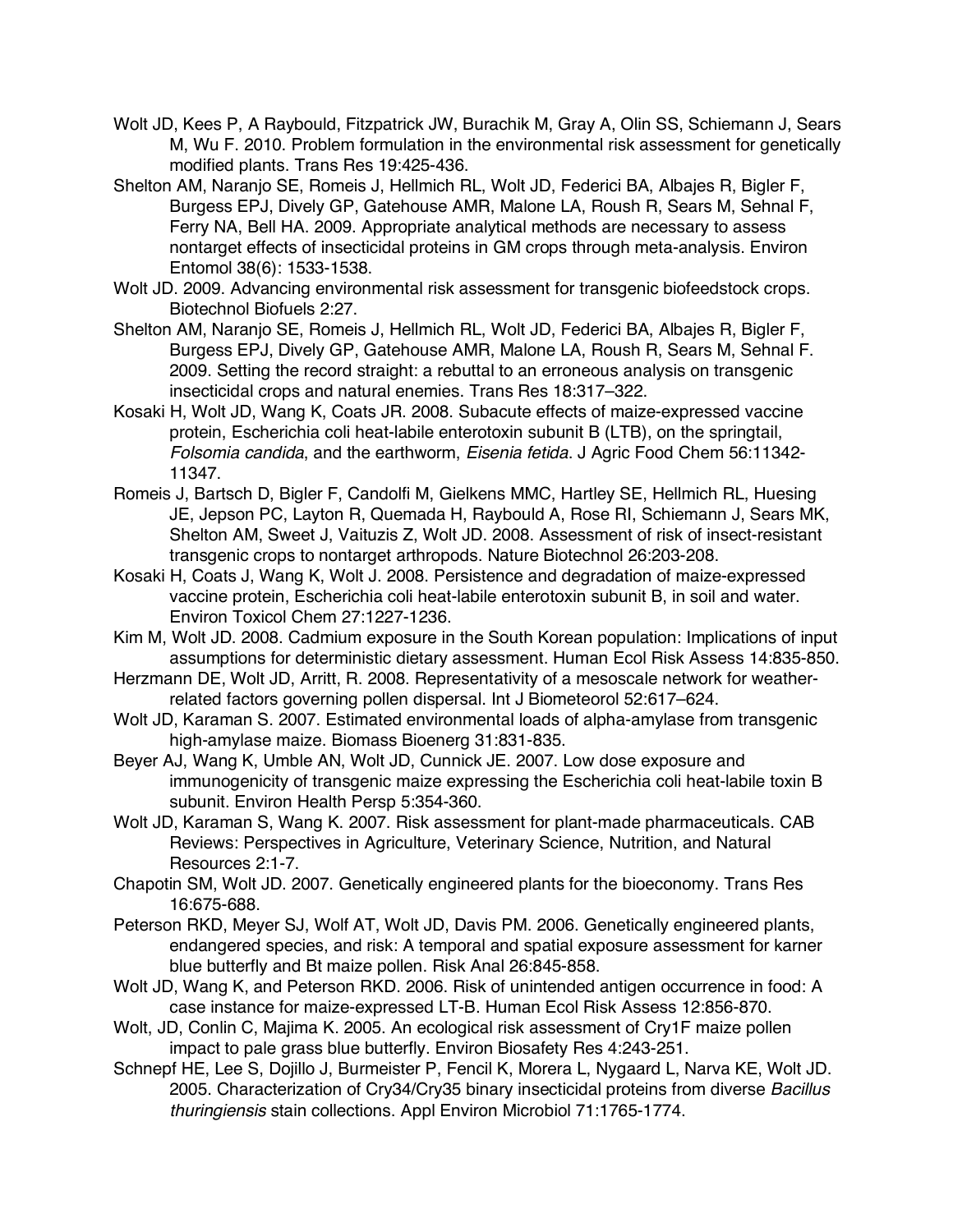Wolt JD, Kees P, A Raybould, Fitzpatrick JW, Burachik M, Gray A, Olin SS, Schiemann J, Sears M, Wu F. 2010. Problem formulation in the environmental risk assessment for genetically modified plants. Trans Res 19:425-436.

Shelton AM, Naranjo SE, Romeis J, Hellmich RL, Wolt JD, Federici BA, Albajes R, Bigler F, Burgess EPJ, Dively GP, Gatehouse AMR, Malone LA, Roush R, Sears M, Sehnal F, Ferry NA, Bell HA. 2009. Appropriate analytical methods are necessary to assess nontarget effects of insecticidal proteins in GM crops through meta-analysis. Environ Entomol 38(6): 1533-1538.

Wolt JD. 2009. Advancing environmental risk assessment for transgenic biofeedstock crops. Biotechnol Biofuels 2:27.

Shelton AM, Naranjo SE, Romeis J, Hellmich RL, Wolt JD, Federici BA, Albajes R, Bigler F, Burgess EPJ, Dively GP, Gatehouse AMR, Malone LA, Roush R, Sears M, Sehnal F. 2009. Setting the record straight: a rebuttal to an erroneous analysis on transgenic insecticidal crops and natural enemies. Trans Res 18:317–322.

Kosaki H, Wolt JD, Wang K, Coats JR. 2008. Subacute effects of maize-expressed vaccine protein, Escherichia coli heat-labile enterotoxin subunit B (LTB), on the springtail, *Folsomia candida*, and the earthworm, *Eisenia fetida*. J Agric Food Chem 56:11342-11347.

Romeis J, Bartsch D, Bigler F, Candolfi M, Gielkens MMC, Hartley SE, Hellmich RL, Huesing JE, Jepson PC, Layton R, Quemada H, Raybould A, Rose RI, Schiemann J, Sears MK, Shelton AM, Sweet J, Vaituzis Z, Wolt JD. 2008. Assessment of risk of insect-resistant transgenic crops to nontarget arthropods. Nature Biotechnol 26:203-208.

Kosaki H, Coats J, Wang K, Wolt J. 2008. Persistence and degradation of maize-expressed vaccine protein, Escherichia coli heat-labile enterotoxin subunit B, in soil and water. Environ Toxicol Chem 27:1227-1236.

Kim M, Wolt JD. 2008. Cadmium exposure in the South Korean population: Implications of input assumptions for deterministic dietary assessment. Human Ecol Risk Assess 14:835-850.

Herzmann DE, Wolt JD, Arritt, R. 2008. Representativity of a mesoscale network for weather-related factors governing pollen dispersal. Int J Biometeorol 52:617–624.

Wolt JD, Karaman S. 2007. Estimated environmental loads of alpha-amylase from transgenic high-amylase maize. Biomass Bioenerg 31:831-835.

Beyer AJ, Wang K, Umble AN, Wolt JD, Cunnick JE. 2007. Low dose exposure and immunogenicity of transgenic maize expressing the Escherichia coli heat-labile toxin B subunit. Environ Health Persp 5:354-360.

Wolt JD, Karaman S, Wang K. 2007. Risk assessment for plant-made pharmaceuticals. CAB Reviews: Perspectives in Agriculture, Veterinary Science, Nutrition, and Natural Resources 2:1-7.

Chapotin SM, Wolt JD. 2007. Genetically engineered plants for the bioeconomy. Trans Res 16:675-688.

Peterson RKD, Meyer SJ, Wolf AT, Wolt JD, Davis PM. 2006. Genetically engineered plants, endangered species, and risk: A temporal and spatial exposure assessment for karner blue butterfly and Bt maize pollen. Risk Anal 26:845-858.

Wolt JD, Wang K, and Peterson RKD. 2006. Risk of unintended antigen occurrence in food: A case instance for maize-expressed LT-B. Human Ecol Risk Assess 12:856-870.

Wolt, JD, Conlin C, Majima K. 2005. An ecological risk assessment of Cry1F maize pollen impact to pale grass blue butterfly. Environ Biosafety Res 4:243-251.

Schnepf HE, Lee S, Dojillo J, Burmeister P, Fencil K, Morera L, Nygaard L, Narva KE, Wolt JD. 2005. Characterization of Cry34/Cry35 binary insecticidal proteins from diverse *Bacillus thuringiensis* stain collections. Appl Environ Microbiol 71:1765-1774.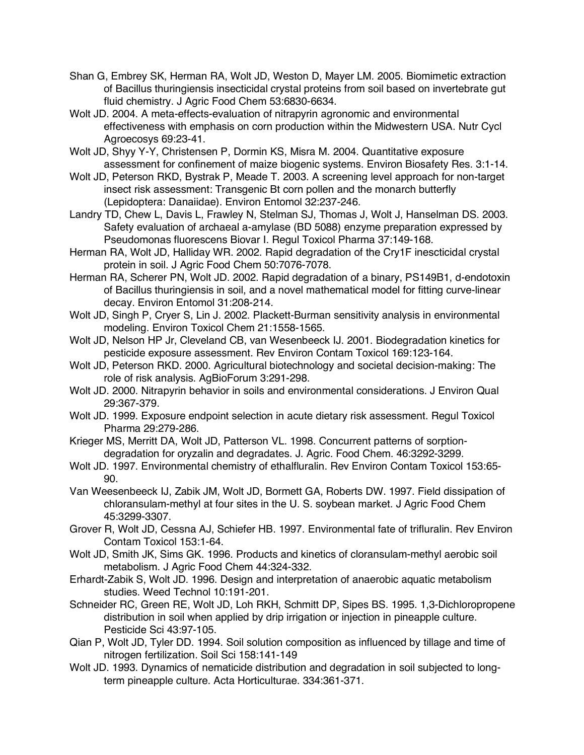Shan G, Embrey SK, Herman RA, Wolt JD, Weston D, Mayer LM. 2005. Biomimetic extraction of Bacillus thuringiensis insecticidal crystal proteins from soil based on invertebrate gut fluid chemistry. J Agric Food Chem 53:6830-6634.

Wolt JD. 2004. A meta-effects-evaluation of nitrapyrin agronomic and environmental effectiveness with emphasis on corn production within the Midwestern USA. Nutr Cycl Agroecosys 69:23-41.

Wolt JD, Shyy Y-Y, Christensen P, Dormin KS, Misra M. 2004. Quantitative exposure assessment for confinement of maize biogenic systems. Environ Biosafety Res. 3:1-14.

Wolt JD, Peterson RKD, Bystrak P, Meade T. 2003. A screening level approach for non-target insect risk assessment: Transgenic Bt corn pollen and the monarch butterfly (Lepidoptera: Danaiidae). Environ Entomol 32:237-246.

Landry TD, Chew L, Davis L, Frawley N, Stelman SJ, Thomas J, Wolt J, Hanselman DS. 2003. Safety evaluation of archaeal a-amylase (BD 5088) enzyme preparation expressed by Pseudomonas fluorescens Biovar I. Regul Toxicol Pharma 37:149-168.

Herman RA, Wolt JD, Halliday WR. 2002. Rapid degradation of the Cry1F inescticidal crystal protein in soil. J Agric Food Chem 50:7076-7078.

Herman RA, Scherer PN, Wolt JD. 2002. Rapid degradation of a binary, PS149B1, d-endotoxin of Bacillus thuringiensis in soil, and a novel mathematical model for fitting curve-linear decay. Environ Entomol 31:208-214.

Wolt JD, Singh P, Cryer S, Lin J. 2002. Plackett-Burman sensitivity analysis in environmental modeling. Environ Toxicol Chem 21:1558-1565.

Wolt JD, Nelson HP Jr, Cleveland CB, van Wesenbeeck IJ. 2001. Biodegradation kinetics for pesticide exposure assessment. Rev Environ Contam Toxicol 169:123-164.

Wolt JD, Peterson RKD. 2000. Agricultural biotechnology and societal decision-making: The role of risk analysis. AgBioForum 3:291-298.

Wolt JD. 2000. Nitrapyrin behavior in soils and environmental considerations. J Environ Qual 29:367-379.

Wolt JD. 1999. Exposure endpoint selection in acute dietary risk assessment. Regul Toxicol Pharma 29:279-286.

Krieger MS, Merritt DA, Wolt JD, Patterson VL. 1998. Concurrent patterns of sorption-degradation for oryzalin and degradates. J. Agric. Food Chem. 46:3292-3299.

Wolt JD. 1997. Environmental chemistry of ethalfluralin. Rev Environ Contam Toxicol 153:65-90.

Van Weesenbeeck IJ, Zabik JM, Wolt JD, Bormett GA, Roberts DW. 1997. Field dissipation of chloransulam-methyl at four sites in the U. S. soybean market. J Agric Food Chem 45:3299-3307.

Grover R, Wolt JD, Cessna AJ, Schiefer HB. 1997. Environmental fate of trifluralin. Rev Environ Contam Toxicol 153:1-64.

Wolt JD, Smith JK, Sims GK. 1996. Products and kinetics of cloransulam-methyl aerobic soil metabolism. J Agric Food Chem 44:324-332.

Erhardt-Zabik S, Wolt JD. 1996. Design and interpretation of anaerobic aquatic metabolism studies. Weed Technol 10:191-201.

Schneider RC, Green RE, Wolt JD, Loh RKH, Schmitt DP, Sipes BS. 1995. 1,3-Dichloropropene distribution in soil when applied by drip irrigation or injection in pineapple culture. Pesticide Sci 43:97-105.

Qian P, Wolt JD, Tyler DD. 1994. Soil solution composition as influenced by tillage and time of nitrogen fertilization. Soil Sci 158:141-149

Wolt JD. 1993. Dynamics of nematicide distribution and degradation in soil subjected to long-term pineapple culture. Acta Horticulturae. 334:361-371.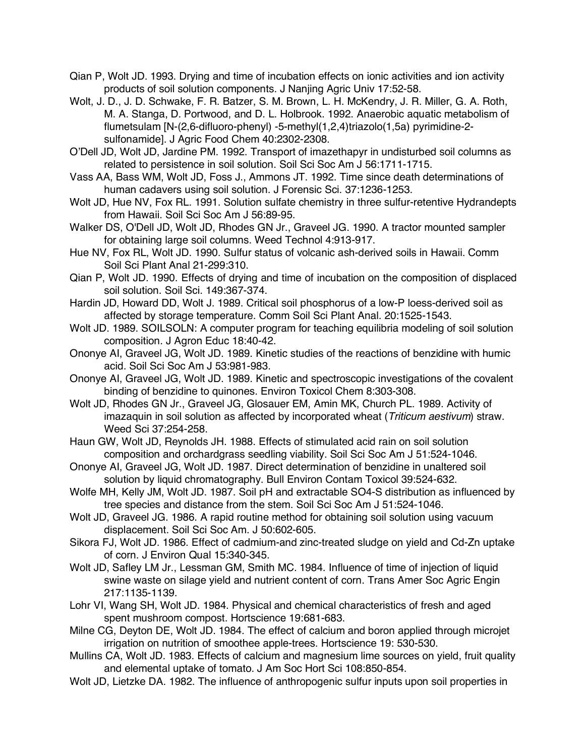Qian P, Wolt JD. 1993. Drying and time of incubation effects on ionic activities and ion activity products of soil solution components. J Nanjing Agric Univ 17:52-58.

Wolt, J. D., J. D. Schwake, F. R. Batzer, S. M. Brown, L. H. McKendry, J. R. Miller, G. A. Roth, M. A. Stanga, D. Portwood, and D. L. Holbrook. 1992. Anaerobic aquatic metabolism of flumetsulam [N-(2,6-difluoro-phenyl) -5-methyl(1,2,4)triazolo(1,5a) pyrimidine-2-sulfonamide]. J Agric Food Chem 40:2302-2308.

O'Dell JD, Wolt JD, Jardine PM. 1992. Transport of imazethapyr in undisturbed soil columns as related to persistence in soil solution. Soil Sci Soc Am J 56:1711-1715.

Vass AA, Bass WM, Wolt JD, Foss J., Ammons JT. 1992. Time since death determinations of human cadavers using soil solution. J Forensic Sci. 37:1236-1253.

Wolt JD, Hue NV, Fox RL. 1991. Solution sulfate chemistry in three sulfur-retentive Hydrandepts from Hawaii. Soil Sci Soc Am J 56:89-95.

Walker DS, O'Dell JD, Wolt JD, Rhodes GN Jr., Graveel JG. 1990. A tractor mounted sampler for obtaining large soil columns. Weed Technol 4:913-917.

Hue NV, Fox RL, Wolt JD. 1990. Sulfur status of volcanic ash-derived soils in Hawaii. Comm Soil Sci Plant Anal 21-299:310.

Qian P, Wolt JD. 1990. Effects of drying and time of incubation on the composition of displaced soil solution. Soil Sci. 149:367-374.

Hardin JD, Howard DD, Wolt J. 1989. Critical soil phosphorus of a low-P loess-derived soil as affected by storage temperature. Comm Soil Sci Plant Anal. 20:1525-1543.

Wolt JD. 1989. SOILSOLN: A computer program for teaching equilibria modeling of soil solution composition. J Agron Educ 18:40-42.

Ononye AI, Graveel JG, Wolt JD. 1989. Kinetic studies of the reactions of benzidine with humic acid. Soil Sci Soc Am J 53:981-983.

Ononye AI, Graveel JG, Wolt JD. 1989. Kinetic and spectroscopic investigations of the covalent binding of benzidine to quinones. Environ Toxicol Chem 8:303-308.

Wolt JD, Rhodes GN Jr., Graveel JG, Glosauer EM, Amin MK, Church PL. 1989. Activity of imazaquin in soil solution as affected by incorporated wheat (*Triticum aestivum*) straw. Weed Sci 37:254-258.

Haun GW, Wolt JD, Reynolds JH. 1988. Effects of stimulated acid rain on soil solution composition and orchardgrass seedling viability. Soil Sci Soc Am J 51:524-1046.

Ononye AI, Graveel JG, Wolt JD. 1987. Direct determination of benzidine in unaltered soil solution by liquid chromatography. Bull Environ Contam Toxicol 39:524-632.

Wolfe MH, Kelly JM, Wolt JD. 1987. Soil pH and extractable SO4-S distribution as influenced by tree species and distance from the stem. Soil Sci Soc Am J 51:524-1046.

Wolt JD, Graveel JG. 1986. A rapid routine method for obtaining soil solution using vacuum displacement. Soil Sci Soc Am. J 50:602-605.

Sikora FJ, Wolt JD. 1986. Effect of cadmium-and zinc-treated sludge on yield and Cd-Zn uptake of corn. J Environ Qual 15:340-345.

Wolt JD, Safley LM Jr., Lessman GM, Smith MC. 1984. Influence of time of injection of liquid swine waste on silage yield and nutrient content of corn. Trans Amer Soc Agric Engin 217:1135-1139.

Lohr VI, Wang SH, Wolt JD. 1984. Physical and chemical characteristics of fresh and aged spent mushroom compost. Hortscience 19:681-683.

Milne CG, Deyton DE, Wolt JD. 1984. The effect of calcium and boron applied through microjet irrigation on nutrition of smoothee apple-trees. Hortscience 19: 530-530.

Mullins CA, Wolt JD. 1983. Effects of calcium and magnesium lime sources on yield, fruit quality and elemental uptake of tomato. J Am Soc Hort Sci 108:850-854.

Wolt JD, Lietzke DA. 1982. The influence of anthropogenic sulfur inputs upon soil properties in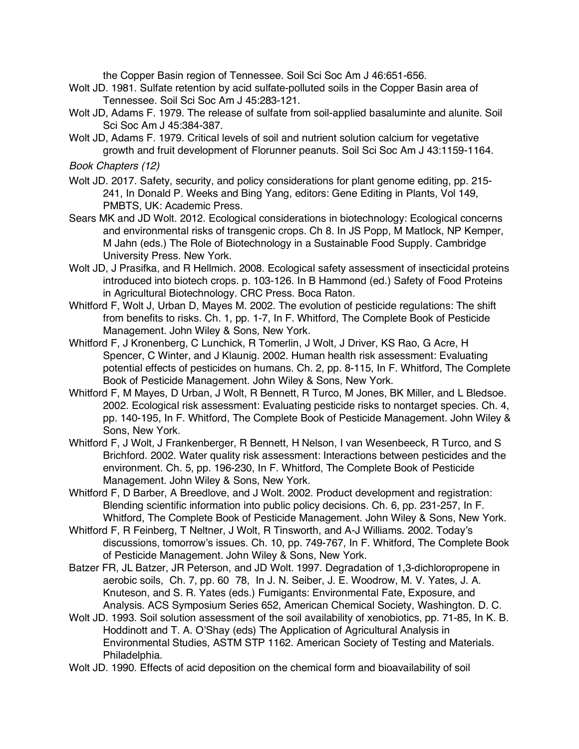the Copper Basin region of Tennessee. Soil Sci Soc Am J 46:651-656.

Wolt JD. 1981. Sulfate retention by acid sulfate-polluted soils in the Copper Basin area of Tennessee. Soil Sci Soc Am J 45:283-121.

Wolt JD, Adams F. 1979. The release of sulfate from soil-applied basaluminte and alunite. Soil Sci Soc Am J 45:384-387.

Wolt JD, Adams F. 1979. Critical levels of soil and nutrient solution calcium for vegetative growth and fruit development of Florunner peanuts. Soil Sci Soc Am J 43:1159-1164.

*Book Chapters (12)*

Wolt JD. 2017. Safety, security, and policy considerations for plant genome editing, pp. 215-241, In Donald P. Weeks and Bing Yang, editors: Gene Editing in Plants, Vol 149, PMBTS, UK: Academic Press.

Sears MK and JD Wolt. 2012. Ecological considerations in biotechnology: Ecological concerns and environmental risks of transgenic crops. Ch 8. In JS Popp, M Matlock, NP Kemper, M Jahn (eds.) The Role of Biotechnology in a Sustainable Food Supply. Cambridge University Press. New York.

Wolt JD, J Prasifka, and R Hellmich. 2008. Ecological safety assessment of insecticidal proteins introduced into biotech crops. p. 103-126. In B Hammond (ed.) Safety of Food Proteins in Agricultural Biotechnology. CRC Press. Boca Raton.

Whitford F, Wolt J, Urban D, Mayes M. 2002. The evolution of pesticide regulations: The shift from benefits to risks. Ch. 1, pp. 1-7, In F. Whitford, The Complete Book of Pesticide Management. John Wiley & Sons, New York.

Whitford F, J Kronenberg, C Lunchick, R Tomerlin, J Wolt, J Driver, KS Rao, G Acre, H Spencer, C Winter, and J Klaunig. 2002. Human health risk assessment: Evaluating potential effects of pesticides on humans. Ch. 2, pp. 8-115, In F. Whitford, The Complete Book of Pesticide Management. John Wiley & Sons, New York.

Whitford F, M Mayes, D Urban, J Wolt, R Bennett, R Turco, M Jones, BK Miller, and L Bledsoe. 2002. Ecological risk assessment: Evaluating pesticide risks to nontarget species. Ch. 4, pp. 140-195, In F. Whitford, The Complete Book of Pesticide Management. John Wiley & Sons, New York.

Whitford F, J Wolt, J Frankenberger, R Bennett, H Nelson, I van Wesenbeeck, R Turco, and S Brichford. 2002. Water quality risk assessment: Interactions between pesticides and the environment. Ch. 5, pp. 196-230, In F. Whitford, The Complete Book of Pesticide Management. John Wiley & Sons, New York.

Whitford F, D Barber, A Breedlove, and J Wolt. 2002. Product development and registration: Blending scientific information into public policy decisions. Ch. 6, pp. 231-257, In F. Whitford, The Complete Book of Pesticide Management. John Wiley & Sons, New York.

Whitford F, R Feinberg, T Neltner, J Wolt, R Tinsworth, and A-J Williams. 2002. Today's discussions, tomorrow's issues. Ch. 10, pp. 749-767, In F. Whitford, The Complete Book of Pesticide Management. John Wiley & Sons, New York.

Batzer FR, JL Batzer, JR Peterson, and JD Wolt. 1997. Degradation of 1,3-dichloropropene in aerobic soils, Ch. 7, pp. 60 78, In J. N. Seiber, J. E. Woodrow, M. V. Yates, J. A. Knuteson, and S. R. Yates (eds.) Fumigants: Environmental Fate, Exposure, and Analysis. ACS Symposium Series 652, American Chemical Society, Washington. D. C.

Wolt JD. 1993. Soil solution assessment of the soil availability of xenobiotics, pp. 71-85, In K. B. Hoddinott and T. A. O'Shay (eds) The Application of Agricultural Analysis in Environmental Studies, ASTM STP 1162. American Society of Testing and Materials. Philadelphia.

Wolt JD. 1990. Effects of acid deposition on the chemical form and bioavailability of soil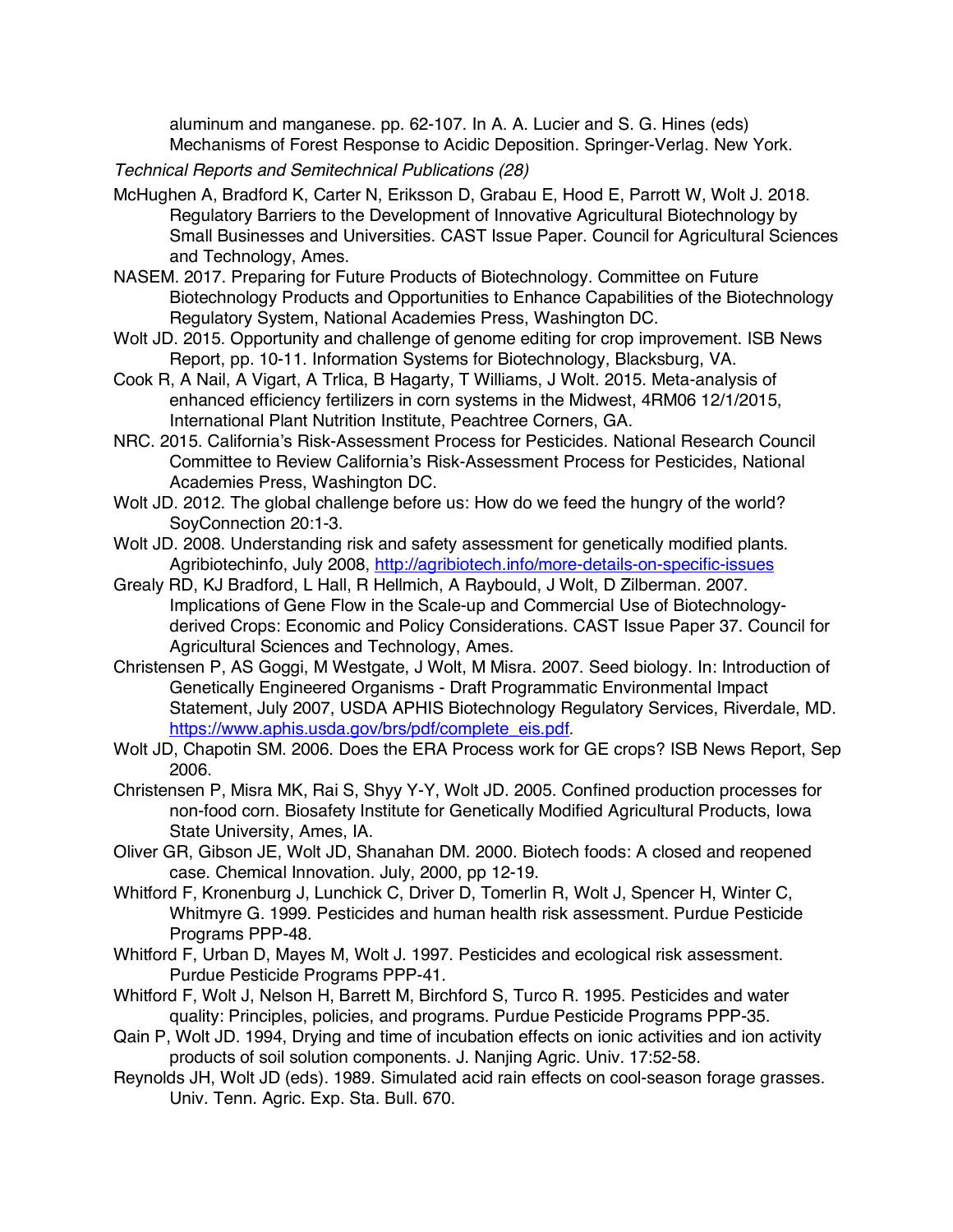aluminum and manganese. pp. 62-107. In A. A. Lucier and S. G. Hines (eds) Mechanisms of Forest Response to Acidic Deposition. Springer-Verlag. New York.

*Technical Reports and Semitechnical Publications (28)*

McHughen A, Bradford K, Carter N, Eriksson D, Grabau E, Hood E, Parrott W, Wolt J. 2018. Regulatory Barriers to the Development of Innovative Agricultural Biotechnology by Small Businesses and Universities. CAST Issue Paper. Council for Agricultural Sciences and Technology, Ames.

NASEM. 2017. Preparing for Future Products of Biotechnology. Committee on Future Biotechnology Products and Opportunities to Enhance Capabilities of the Biotechnology Regulatory System, National Academies Press, Washington DC.

Wolt JD. 2015. Opportunity and challenge of genome editing for crop improvement. ISB News Report, pp. 10-11. Information Systems for Biotechnology, Blacksburg, VA.

Cook R, A Nail, A Vigart, A Trlica, B Hagarty, T Williams, J Wolt. 2015. Meta-analysis of enhanced efficiency fertilizers in corn systems in the Midwest, 4RM06 12/1/2015, International Plant Nutrition Institute, Peachtree Corners, GA.

NRC. 2015. California's Risk-Assessment Process for Pesticides. National Research Council Committee to Review California's Risk-Assessment Process for Pesticides, National Academies Press, Washington DC.

Wolt JD. 2012. The global challenge before us: How do we feed the hungry of the world? SoyConnection 20:1-3.

Wolt JD. 2008. Understanding risk and safety assessment for genetically modified plants. Agribiotechinfo, July 2008, http://agribiotech.info/more-details-on-specific-issues

Grealy RD, KJ Bradford, L Hall, R Hellmich, A Raybould, J Wolt, D Zilberman. 2007. Implications of Gene Flow in the Scale-up and Commercial Use of Biotechnology-derived Crops: Economic and Policy Considerations. CAST Issue Paper 37. Council for Agricultural Sciences and Technology, Ames.

Christensen P, AS Goggi, M Westgate, J Wolt, M Misra. 2007. Seed biology. In: Introduction of Genetically Engineered Organisms - Draft Programmatic Environmental Impact Statement, July 2007, USDA APHIS Biotechnology Regulatory Services, Riverdale, MD. https://www.aphis.usda.gov/brs/pdf/complete_eis.pdf.

Wolt JD, Chapotin SM. 2006. Does the ERA Process work for GE crops? ISB News Report, Sep 2006.

Christensen P, Misra MK, Rai S, Shyy Y-Y, Wolt JD. 2005. Confined production processes for non-food corn. Biosafety Institute for Genetically Modified Agricultural Products, Iowa State University, Ames, IA.

Oliver GR, Gibson JE, Wolt JD, Shanahan DM. 2000. Biotech foods: A closed and reopened case. Chemical Innovation. July, 2000, pp 12-19.

Whitford F, Kronenburg J, Lunchick C, Driver D, Tomerlin R, Wolt J, Spencer H, Winter C, Whitmyre G. 1999. Pesticides and human health risk assessment. Purdue Pesticide Programs PPP-48.

Whitford F, Urban D, Mayes M, Wolt J. 1997. Pesticides and ecological risk assessment. Purdue Pesticide Programs PPP-41.

Whitford F, Wolt J, Nelson H, Barrett M, Birchford S, Turco R. 1995. Pesticides and water quality: Principles, policies, and programs. Purdue Pesticide Programs PPP-35.

Qain P, Wolt JD. 1994, Drying and time of incubation effects on ionic activities and ion activity products of soil solution components. J. Nanjing Agric. Univ. 17:52-58.

Reynolds JH, Wolt JD (eds). 1989. Simulated acid rain effects on cool-season forage grasses. Univ. Tenn. Agric. Exp. Sta. Bull. 670.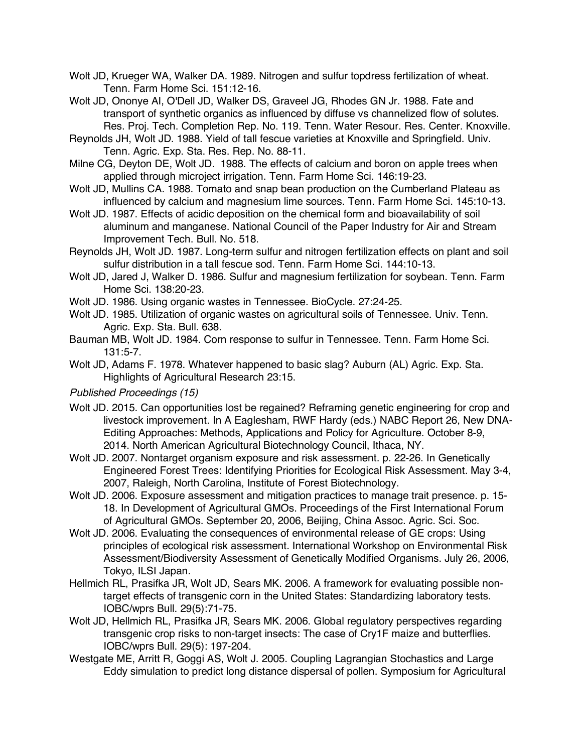Wolt JD, Krueger WA, Walker DA. 1989. Nitrogen and sulfur topdress fertilization of wheat. Tenn. Farm Home Sci. 151:12-16.

Wolt JD, Ononye AI, O'Dell JD, Walker DS, Graveel JG, Rhodes GN Jr. 1988. Fate and transport of synthetic organics as influenced by diffuse vs channelized flow of solutes. Res. Proj. Tech. Completion Rep. No. 119. Tenn. Water Resour. Res. Center. Knoxville.

Reynolds JH, Wolt JD. 1988. Yield of tall fescue varieties at Knoxville and Springfield. Univ. Tenn. Agric. Exp. Sta. Res. Rep. No. 88-11.

Milne CG, Deyton DE, Wolt JD. 1988. The effects of calcium and boron on apple trees when applied through microject irrigation. Tenn. Farm Home Sci. 146:19-23.

Wolt JD, Mullins CA. 1988. Tomato and snap bean production on the Cumberland Plateau as influenced by calcium and magnesium lime sources. Tenn. Farm Home Sci. 145:10-13.

Wolt JD. 1987. Effects of acidic deposition on the chemical form and bioavailability of soil aluminum and manganese. National Council of the Paper Industry for Air and Stream Improvement Tech. Bull. No. 518.

Reynolds JH, Wolt JD. 1987. Long-term sulfur and nitrogen fertilization effects on plant and soil sulfur distribution in a tall fescue sod. Tenn. Farm Home Sci. 144:10-13.

Wolt JD, Jared J, Walker D. 1986. Sulfur and magnesium fertilization for soybean. Tenn. Farm Home Sci. 138:20-23.

Wolt JD. 1986. Using organic wastes in Tennessee. BioCycle. 27:24-25.

Wolt JD. 1985. Utilization of organic wastes on agricultural soils of Tennessee. Univ. Tenn. Agric. Exp. Sta. Bull. 638.

Bauman MB, Wolt JD. 1984. Corn response to sulfur in Tennessee. Tenn. Farm Home Sci. 131:5-7.

Wolt JD, Adams F. 1978. Whatever happened to basic slag? Auburn (AL) Agric. Exp. Sta. Highlights of Agricultural Research 23:15.

*Published Proceedings (15)*

Wolt JD. 2015. Can opportunities lost be regained? Reframing genetic engineering for crop and livestock improvement. In A Eaglesham, RWF Hardy (eds.) NABC Report 26, New DNA-Editing Approaches: Methods, Applications and Policy for Agriculture. October 8-9, 2014. North American Agricultural Biotechnology Council, Ithaca, NY.

Wolt JD. 2007. Nontarget organism exposure and risk assessment. p. 22-26. In Genetically Engineered Forest Trees: Identifying Priorities for Ecological Risk Assessment. May 3-4, 2007, Raleigh, North Carolina, Institute of Forest Biotechnology.

Wolt JD. 2006. Exposure assessment and mitigation practices to manage trait presence. p. 15-18. In Development of Agricultural GMOs. Proceedings of the First International Forum of Agricultural GMOs. September 20, 2006, Beijing, China Assoc. Agric. Sci. Soc.

Wolt JD. 2006. Evaluating the consequences of environmental release of GE crops: Using principles of ecological risk assessment. International Workshop on Environmental Risk Assessment/Biodiversity Assessment of Genetically Modified Organisms. July 26, 2006, Tokyo, ILSI Japan.

Hellmich RL, Prasifka JR, Wolt JD, Sears MK. 2006. A framework for evaluating possible non-target effects of transgenic corn in the United States: Standardizing laboratory tests. IOBC/wprs Bull. 29(5):71-75.

Wolt JD, Hellmich RL, Prasifka JR, Sears MK. 2006. Global regulatory perspectives regarding transgenic crop risks to non-target insects: The case of Cry1F maize and butterflies. IOBC/wprs Bull. 29(5): 197-204.

Westgate ME, Arritt R, Goggi AS, Wolt J. 2005. Coupling Lagrangian Stochastics and Large Eddy simulation to predict long distance dispersal of pollen. Symposium for Agricultural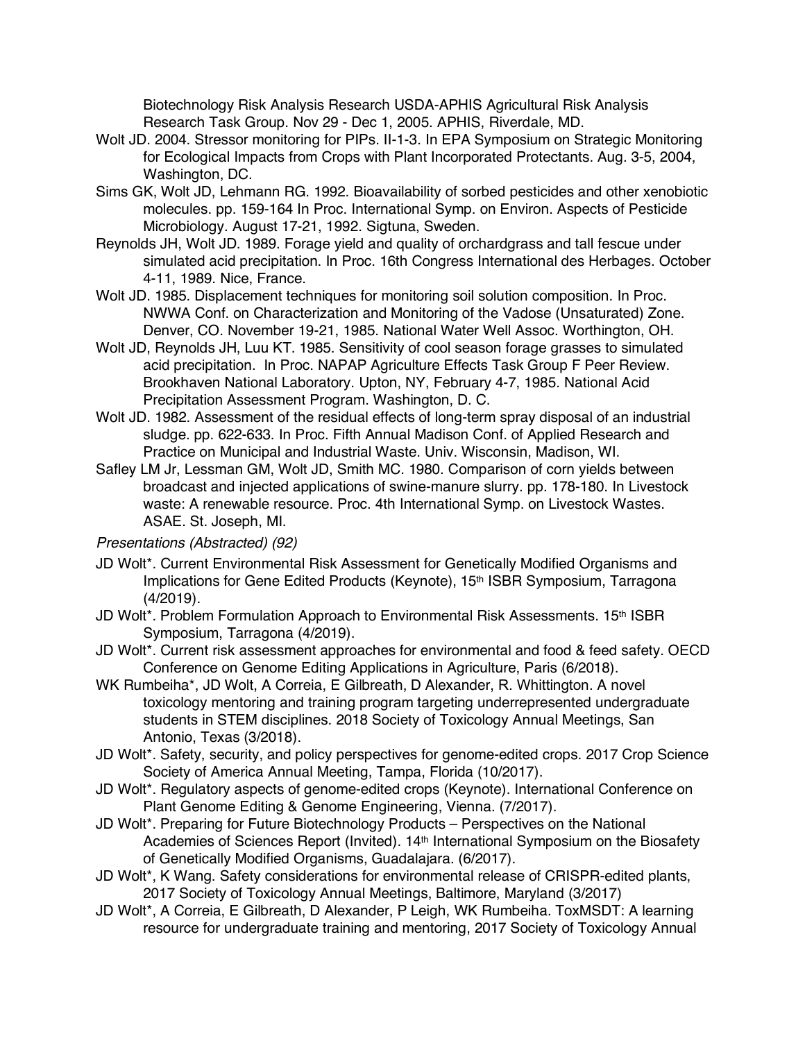Biotechnology Risk Analysis Research USDA-APHIS Agricultural Risk Analysis Research Task Group. Nov 29 - Dec 1, 2005. APHIS, Riverdale, MD.

Wolt JD. 2004. Stressor monitoring for PIPs. II-1-3. In EPA Symposium on Strategic Monitoring for Ecological Impacts from Crops with Plant Incorporated Protectants. Aug. 3-5, 2004, Washington, DC.

Sims GK, Wolt JD, Lehmann RG. 1992. Bioavailability of sorbed pesticides and other xenobiotic molecules. pp. 159-164 In Proc. International Symp. on Environ. Aspects of Pesticide Microbiology. August 17-21, 1992. Sigtuna, Sweden.

Reynolds JH, Wolt JD. 1989. Forage yield and quality of orchardgrass and tall fescue under simulated acid precipitation. In Proc. 16th Congress International des Herbages. October 4-11, 1989. Nice, France.

Wolt JD. 1985. Displacement techniques for monitoring soil solution composition. In Proc. NWWA Conf. on Characterization and Monitoring of the Vadose (Unsaturated) Zone. Denver, CO. November 19-21, 1985. National Water Well Assoc. Worthington, OH.

Wolt JD, Reynolds JH, Luu KT. 1985. Sensitivity of cool season forage grasses to simulated acid precipitation. In Proc. NAPAP Agriculture Effects Task Group F Peer Review. Brookhaven National Laboratory. Upton, NY, February 4-7, 1985. National Acid Precipitation Assessment Program. Washington, D. C.

Wolt JD. 1982. Assessment of the residual effects of long-term spray disposal of an industrial sludge. pp. 622-633. In Proc. Fifth Annual Madison Conf. of Applied Research and Practice on Municipal and Industrial Waste. Univ. Wisconsin, Madison, WI.

Safley LM Jr, Lessman GM, Wolt JD, Smith MC. 1980. Comparison of corn yields between broadcast and injected applications of swine-manure slurry. pp. 178-180. In Livestock waste: A renewable resource. Proc. 4th International Symp. on Livestock Wastes. ASAE. St. Joseph, MI.

*Presentations (Abstracted) (92)*

JD Wolt*. Current Environmental Risk Assessment for Genetically Modified Organisms and Implications for Gene Edited Products (Keynote), 15th ISBR Symposium, Tarragona (4/2019).

JD Wolt*. Problem Formulation Approach to Environmental Risk Assessments. 15th ISBR Symposium, Tarragona (4/2019).

JD Wolt*. Current risk assessment approaches for environmental and food & feed safety. OECD Conference on Genome Editing Applications in Agriculture, Paris (6/2018).

WK Rumbeiha*, JD Wolt, A Correia, E Gilbreath, D Alexander, R. Whittington. A novel toxicology mentoring and training program targeting underrepresented undergraduate students in STEM disciplines. 2018 Society of Toxicology Annual Meetings, San Antonio, Texas (3/2018).

JD Wolt*. Safety, security, and policy perspectives for genome-edited crops. 2017 Crop Science Society of America Annual Meeting, Tampa, Florida (10/2017).

JD Wolt*. Regulatory aspects of genome-edited crops (Keynote). International Conference on Plant Genome Editing & Genome Engineering, Vienna. (7/2017).

JD Wolt*. Preparing for Future Biotechnology Products – Perspectives on the National Academies of Sciences Report (Invited). 14th International Symposium on the Biosafety of Genetically Modified Organisms, Guadalajara. (6/2017).

JD Wolt*, K Wang. Safety considerations for environmental release of CRISPR-edited plants, 2017 Society of Toxicology Annual Meetings, Baltimore, Maryland (3/2017)

JD Wolt*, A Correia, E Gilbreath, D Alexander, P Leigh, WK Rumbeiha. ToxMSDT: A learning resource for undergraduate training and mentoring, 2017 Society of Toxicology Annual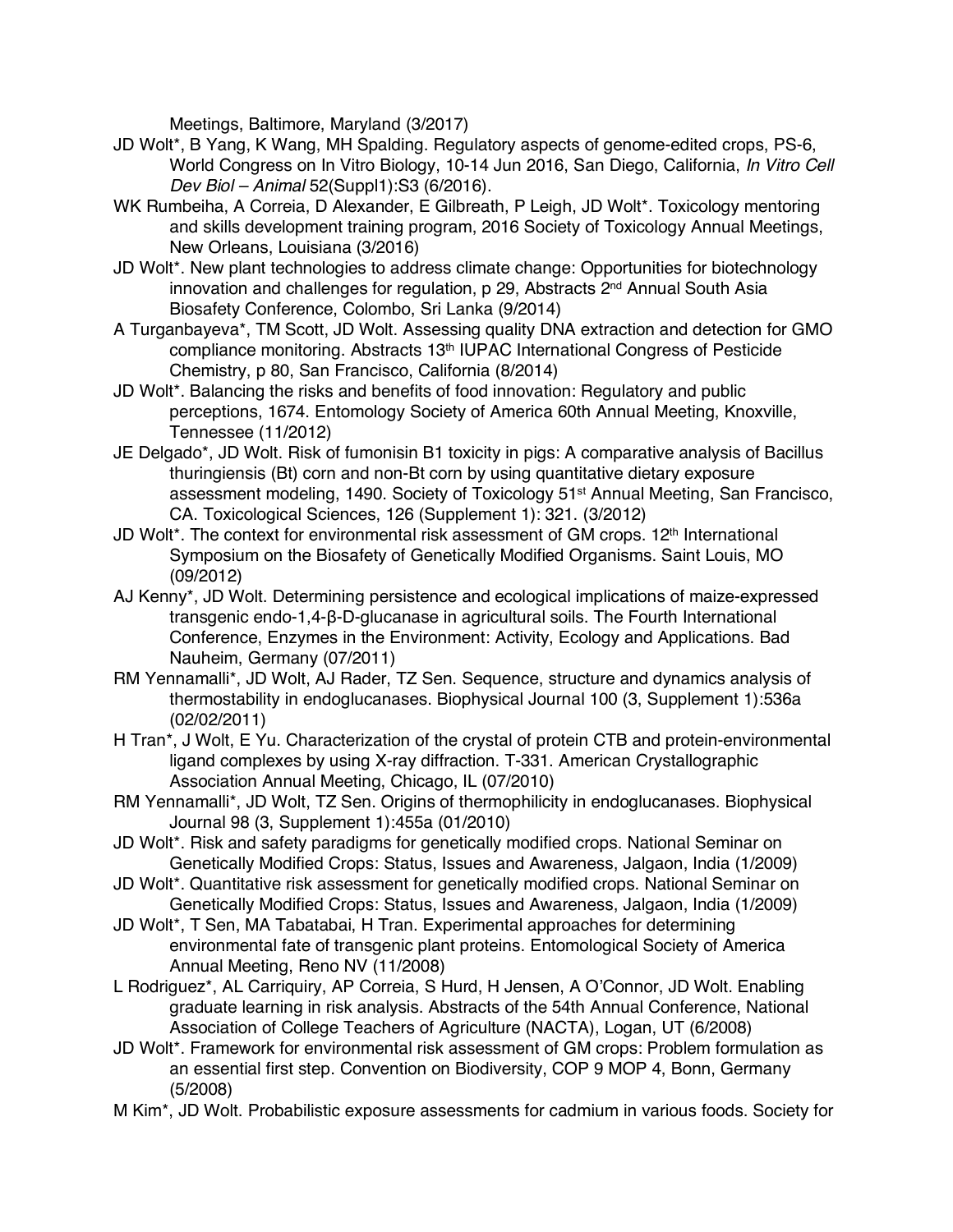Meetings, Baltimore, Maryland (3/2017)

JD Wolt*, B Yang, K Wang, MH Spalding. Regulatory aspects of genome-edited crops, PS-6, World Congress on In Vitro Biology, 10-14 Jun 2016, San Diego, California, *In Vitro Cell Dev Biol – Animal* 52(Suppl1):S3 (6/2016).

WK Rumbeiha, A Correia, D Alexander, E Gilbreath, P Leigh, JD Wolt*. Toxicology mentoring and skills development training program, 2016 Society of Toxicology Annual Meetings, New Orleans, Louisiana (3/2016)

JD Wolt*. New plant technologies to address climate change: Opportunities for biotechnology innovation and challenges for regulation, p 29, Abstracts 2nd Annual South Asia Biosafety Conference, Colombo, Sri Lanka (9/2014)

A Turganbayeva*, TM Scott, JD Wolt. Assessing quality DNA extraction and detection for GMO compliance monitoring. Abstracts 13th IUPAC International Congress of Pesticide Chemistry, p 80, San Francisco, California (8/2014)

JD Wolt*. Balancing the risks and benefits of food innovation: Regulatory and public perceptions, 1674. Entomology Society of America 60th Annual Meeting, Knoxville, Tennessee (11/2012)

JE Delgado*, JD Wolt. Risk of fumonisin B1 toxicity in pigs: A comparative analysis of Bacillus thuringiensis (Bt) corn and non-Bt corn by using quantitative dietary exposure assessment modeling, 1490. Society of Toxicology 51st Annual Meeting, San Francisco, CA. Toxicological Sciences, 126 (Supplement 1): 321. (3/2012)

JD Wolt*. The context for environmental risk assessment of GM crops. 12th International Symposium on the Biosafety of Genetically Modified Organisms. Saint Louis, MO (09/2012)

AJ Kenny*, JD Wolt. Determining persistence and ecological implications of maize-expressed transgenic endo-1,4-β-D-glucanase in agricultural soils. The Fourth International Conference, Enzymes in the Environment: Activity, Ecology and Applications. Bad Nauheim, Germany (07/2011)

RM Yennamalli*, JD Wolt, AJ Rader, TZ Sen. Sequence, structure and dynamics analysis of thermostability in endoglucanases. Biophysical Journal 100 (3, Supplement 1):536a (02/02/2011)

H Tran*, J Wolt, E Yu. Characterization of the crystal of protein CTB and protein-environmental ligand complexes by using X-ray diffraction. T-331. American Crystallographic Association Annual Meeting, Chicago, IL (07/2010)

RM Yennamalli*, JD Wolt, TZ Sen. Origins of thermophilicity in endoglucanases. Biophysical Journal 98 (3, Supplement 1):455a (01/2010)

JD Wolt*. Risk and safety paradigms for genetically modified crops. National Seminar on Genetically Modified Crops: Status, Issues and Awareness, Jalgaon, India (1/2009)

JD Wolt*. Quantitative risk assessment for genetically modified crops. National Seminar on Genetically Modified Crops: Status, Issues and Awareness, Jalgaon, India (1/2009)

JD Wolt*, T Sen, MA Tabatabai, H Tran. Experimental approaches for determining environmental fate of transgenic plant proteins. Entomological Society of America Annual Meeting, Reno NV (11/2008)

L Rodriguez*, AL Carriquiry, AP Correia, S Hurd, H Jensen, A O'Connor, JD Wolt. Enabling graduate learning in risk analysis. Abstracts of the 54th Annual Conference, National Association of College Teachers of Agriculture (NACTA), Logan, UT (6/2008)

JD Wolt*. Framework for environmental risk assessment of GM crops: Problem formulation as an essential first step. Convention on Biodiversity, COP 9 MOP 4, Bonn, Germany (5/2008)

M Kim*, JD Wolt. Probabilistic exposure assessments for cadmium in various foods. Society for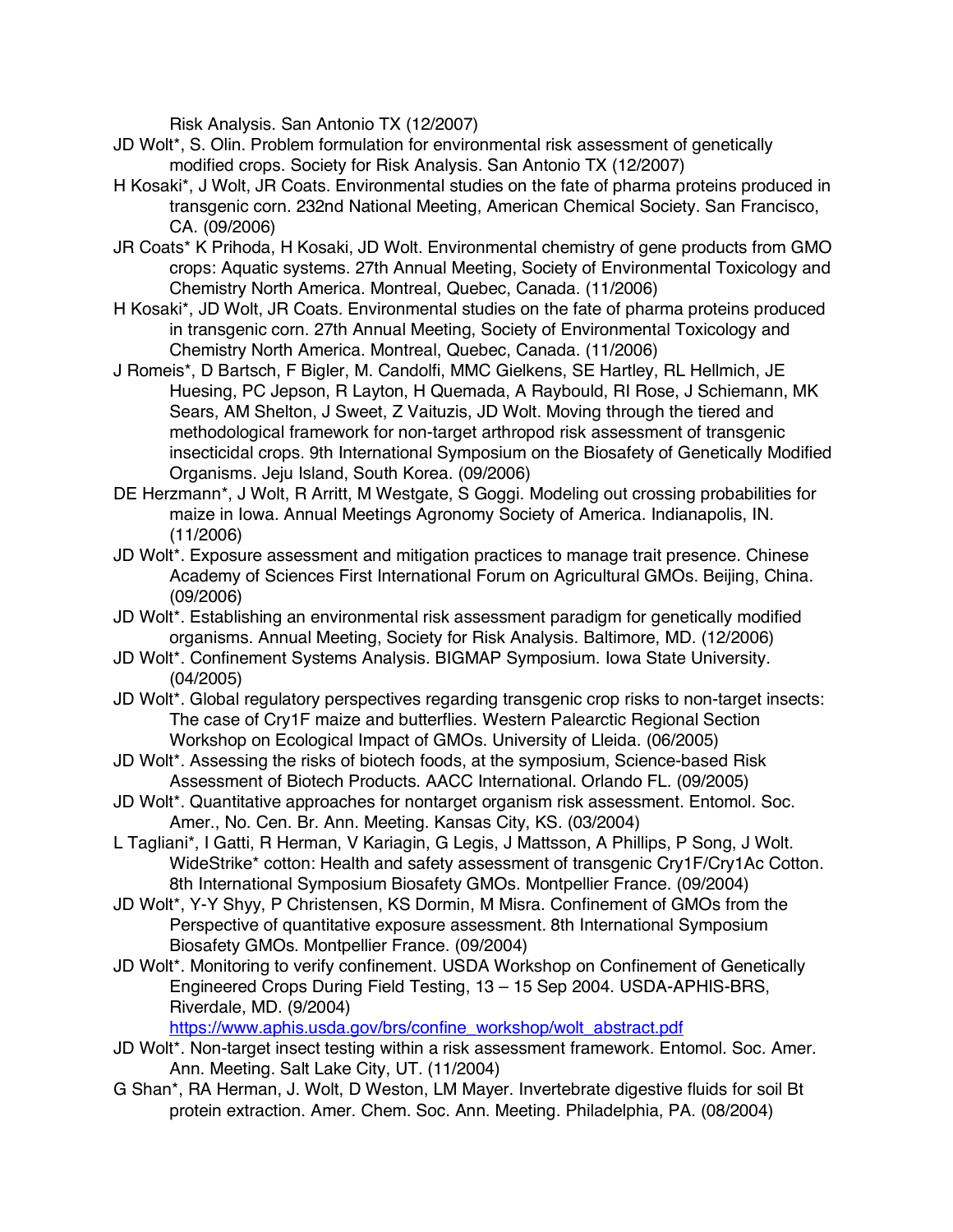Risk Analysis. San Antonio TX (12/2007)

JD Wolt*, S. Olin. Problem formulation for environmental risk assessment of genetically modified crops. Society for Risk Analysis. San Antonio TX (12/2007)

H Kosaki*, J Wolt, JR Coats. Environmental studies on the fate of pharma proteins produced in transgenic corn. 232nd National Meeting, American Chemical Society. San Francisco, CA. (09/2006)

JR Coats* K Prihoda, H Kosaki, JD Wolt. Environmental chemistry of gene products from GMO crops: Aquatic systems. 27th Annual Meeting, Society of Environmental Toxicology and Chemistry North America. Montreal, Quebec, Canada. (11/2006)

H Kosaki*, JD Wolt, JR Coats. Environmental studies on the fate of pharma proteins produced in transgenic corn. 27th Annual Meeting, Society of Environmental Toxicology and Chemistry North America. Montreal, Quebec, Canada. (11/2006)

J Romeis*, D Bartsch, F Bigler, M. Candolfi, MMC Gielkens, SE Hartley, RL Hellmich, JE Huesing, PC Jepson, R Layton, H Quemada, A Raybould, RI Rose, J Schiemann, MK Sears, AM Shelton, J Sweet, Z Vaituzis, JD Wolt. Moving through the tiered and methodological framework for non-target arthropod risk assessment of transgenic insecticidal crops. 9th International Symposium on the Biosafety of Genetically Modified Organisms. Jeju Island, South Korea. (09/2006)

DE Herzmann*, J Wolt, R Arritt, M Westgate, S Goggi. Modeling out crossing probabilities for maize in Iowa. Annual Meetings Agronomy Society of America. Indianapolis, IN. (11/2006)

JD Wolt*. Exposure assessment and mitigation practices to manage trait presence. Chinese Academy of Sciences First International Forum on Agricultural GMOs. Beijing, China. (09/2006)

JD Wolt*. Establishing an environmental risk assessment paradigm for genetically modified organisms. Annual Meeting, Society for Risk Analysis. Baltimore, MD. (12/2006)

JD Wolt*. Confinement Systems Analysis. BIGMAP Symposium. Iowa State University. (04/2005)

JD Wolt*. Global regulatory perspectives regarding transgenic crop risks to non-target insects: The case of Cry1F maize and butterflies. Western Palearctic Regional Section Workshop on Ecological Impact of GMOs. University of Lleida. (06/2005)

JD Wolt*. Assessing the risks of biotech foods, at the symposium, Science-based Risk Assessment of Biotech Products. AACC International. Orlando FL. (09/2005)

JD Wolt*. Quantitative approaches for nontarget organism risk assessment. Entomol. Soc. Amer., No. Cen. Br. Ann. Meeting. Kansas City, KS. (03/2004)

L Tagliani*, I Gatti, R Herman, V Kariagin, G Legis, J Mattsson, A Phillips, P Song, J Wolt. WideStrike* cotton: Health and safety assessment of transgenic Cry1F/Cry1Ac Cotton. 8th International Symposium Biosafety GMOs. Montpellier France. (09/2004)

JD Wolt*, Y-Y Shyy, P Christensen, KS Dormin, M Misra. Confinement of GMOs from the Perspective of quantitative exposure assessment. 8th International Symposium Biosafety GMOs. Montpellier France. (09/2004)

JD Wolt*. Monitoring to verify confinement. USDA Workshop on Confinement of Genetically Engineered Crops During Field Testing, 13 – 15 Sep 2004. USDA-APHIS-BRS, Riverdale, MD. (9/2004) https://www.aphis.usda.gov/brs/confine_workshop/wolt_abstract.pdf

JD Wolt*. Non-target insect testing within a risk assessment framework. Entomol. Soc. Amer. Ann. Meeting. Salt Lake City, UT. (11/2004)

G Shan*, RA Herman, J. Wolt, D Weston, LM Mayer. Invertebrate digestive fluids for soil Bt protein extraction. Amer. Chem. Soc. Ann. Meeting. Philadelphia, PA. (08/2004)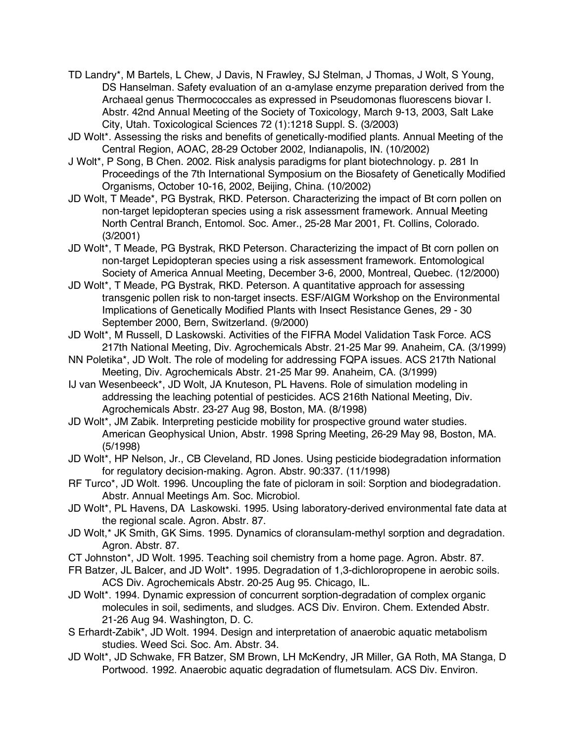TD Landry*, M Bartels, L Chew, J Davis, N Frawley, SJ Stelman, J Thomas, J Wolt, S Young, DS Hanselman. Safety evaluation of an α-amylase enzyme preparation derived from the Archaeal genus Thermococcales as expressed in Pseudomonas fluorescens biovar I. Abstr. 42nd Annual Meeting of the Society of Toxicology, March 9-13, 2003, Salt Lake City, Utah. Toxicological Sciences 72 (1):1218 Suppl. S. (3/2003)

JD Wolt*. Assessing the risks and benefits of genetically-modified plants. Annual Meeting of the Central Region, AOAC, 28-29 October 2002, Indianapolis, IN. (10/2002)

J Wolt*, P Song, B Chen. 2002. Risk analysis paradigms for plant biotechnology. p. 281 In Proceedings of the 7th International Symposium on the Biosafety of Genetically Modified Organisms, October 10-16, 2002, Beijing, China. (10/2002)

JD Wolt, T Meade*, PG Bystrak, RKD. Peterson. Characterizing the impact of Bt corn pollen on non-target lepidopteran species using a risk assessment framework. Annual Meeting North Central Branch, Entomol. Soc. Amer., 25-28 Mar 2001, Ft. Collins, Colorado. (3/2001)

JD Wolt*, T Meade, PG Bystrak, RKD Peterson. Characterizing the impact of Bt corn pollen on non-target Lepidopteran species using a risk assessment framework. Entomological Society of America Annual Meeting, December 3-6, 2000, Montreal, Quebec. (12/2000)

JD Wolt*, T Meade, PG Bystrak, RKD. Peterson. A quantitative approach for assessing transgenic pollen risk to non-target insects. ESF/AIGM Workshop on the Environmental Implications of Genetically Modified Plants with Insect Resistance Genes, 29 - 30 September 2000, Bern, Switzerland. (9/2000)

JD Wolt*, M Russell, D Laskowski. Activities of the FIFRA Model Validation Task Force. ACS 217th National Meeting, Div. Agrochemicals Abstr. 21-25 Mar 99. Anaheim, CA. (3/1999)

NN Poletika*, JD Wolt. The role of modeling for addressing FQPA issues. ACS 217th National Meeting, Div. Agrochemicals Abstr. 21-25 Mar 99. Anaheim, CA. (3/1999)

IJ van Wesenbeeck*, JD Wolt, JA Knuteson, PL Havens. Role of simulation modeling in addressing the leaching potential of pesticides. ACS 216th National Meeting, Div. Agrochemicals Abstr. 23-27 Aug 98, Boston, MA. (8/1998)

JD Wolt*, JM Zabik. Interpreting pesticide mobility for prospective ground water studies. American Geophysical Union, Abstr. 1998 Spring Meeting, 26-29 May 98, Boston, MA. (5/1998)

JD Wolt*, HP Nelson, Jr., CB Cleveland, RD Jones. Using pesticide biodegradation information for regulatory decision-making. Agron. Abstr. 90:337. (11/1998)

RF Turco*, JD Wolt. 1996. Uncoupling the fate of picloram in soil: Sorption and biodegradation. Abstr. Annual Meetings Am. Soc. Microbiol.

JD Wolt*, PL Havens, DA Laskowski. 1995. Using laboratory-derived environmental fate data at the regional scale. Agron. Abstr. 87.

JD Wolt,* JK Smith, GK Sims. 1995. Dynamics of cloransulam-methyl sorption and degradation. Agron. Abstr. 87.

CT Johnston*, JD Wolt. 1995. Teaching soil chemistry from a home page. Agron. Abstr. 87.

FR Batzer, JL Balcer, and JD Wolt*. 1995. Degradation of 1,3-dichloropropene in aerobic soils. ACS Div. Agrochemicals Abstr. 20-25 Aug 95. Chicago, IL.

JD Wolt*. 1994. Dynamic expression of concurrent sorption-degradation of complex organic molecules in soil, sediments, and sludges. ACS Div. Environ. Chem. Extended Abstr. 21-26 Aug 94. Washington, D. C.

S Erhardt-Zabik*, JD Wolt. 1994. Design and interpretation of anaerobic aquatic metabolism studies. Weed Sci. Soc. Am. Abstr. 34.

JD Wolt*, JD Schwake, FR Batzer, SM Brown, LH McKendry, JR Miller, GA Roth, MA Stanga, D Portwood. 1992. Anaerobic aquatic degradation of flumetsulam. ACS Div. Environ.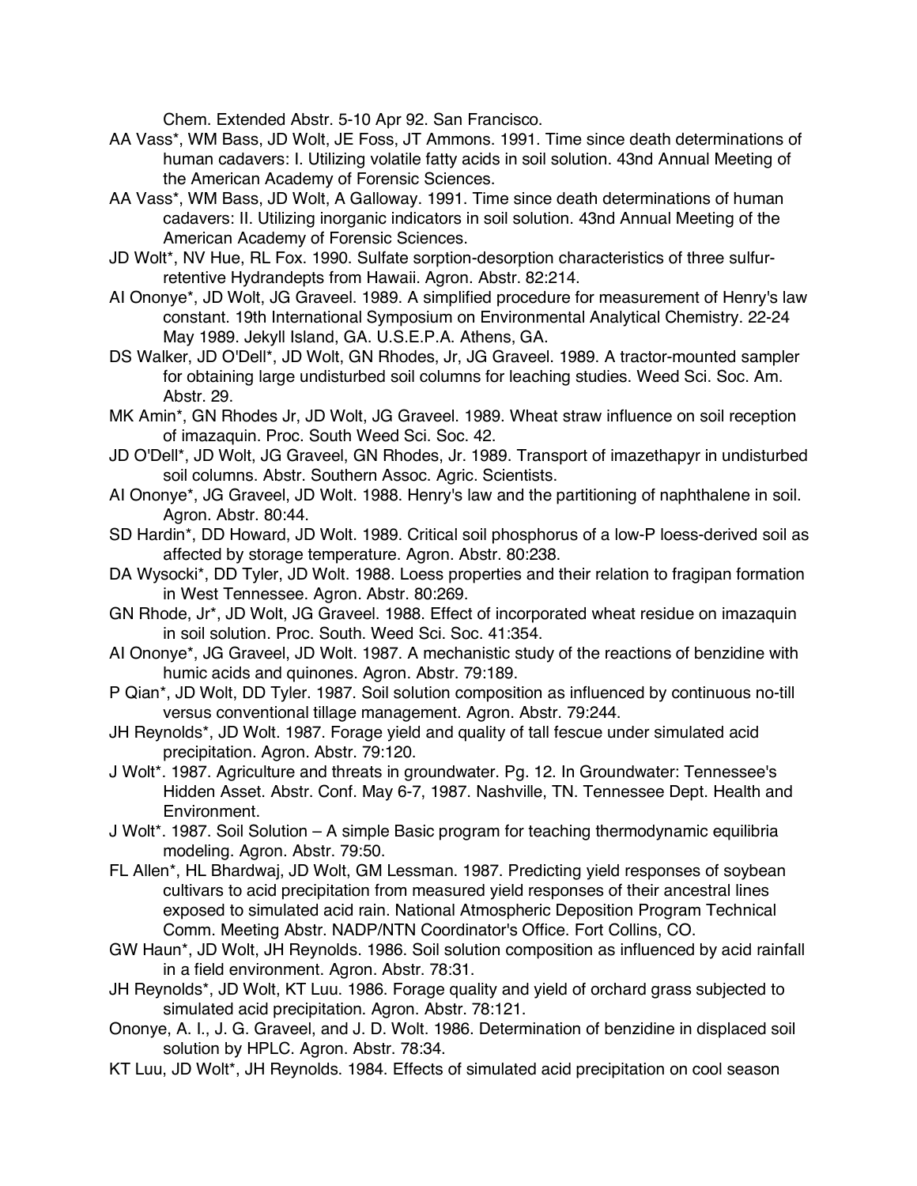Chem. Extended Abstr. 5-10 Apr 92. San Francisco.

AA Vass*, WM Bass, JD Wolt, JE Foss, JT Ammons. 1991. Time since death determinations of human cadavers: I. Utilizing volatile fatty acids in soil solution. 43nd Annual Meeting of the American Academy of Forensic Sciences.

AA Vass*, WM Bass, JD Wolt, A Galloway. 1991. Time since death determinations of human cadavers: II. Utilizing inorganic indicators in soil solution. 43nd Annual Meeting of the American Academy of Forensic Sciences.

JD Wolt*, NV Hue, RL Fox. 1990. Sulfate sorption-desorption characteristics of three sulfur-retentive Hydrandepts from Hawaii. Agron. Abstr. 82:214.

AI Ononye*, JD Wolt, JG Graveel. 1989. A simplified procedure for measurement of Henry's law constant. 19th International Symposium on Environmental Analytical Chemistry. 22-24 May 1989. Jekyll Island, GA. U.S.E.P.A. Athens, GA.

DS Walker, JD O'Dell*, JD Wolt, GN Rhodes, Jr, JG Graveel. 1989. A tractor-mounted sampler for obtaining large undisturbed soil columns for leaching studies. Weed Sci. Soc. Am. Abstr. 29.

MK Amin*, GN Rhodes Jr, JD Wolt, JG Graveel. 1989. Wheat straw influence on soil reception of imazaquin. Proc. South Weed Sci. Soc. 42.

JD O'Dell*, JD Wolt, JG Graveel, GN Rhodes, Jr. 1989. Transport of imazethapyr in undisturbed soil columns. Abstr. Southern Assoc. Agric. Scientists.

AI Ononye*, JG Graveel, JD Wolt. 1988. Henry's law and the partitioning of naphthalene in soil. Agron. Abstr. 80:44.

SD Hardin*, DD Howard, JD Wolt. 1989. Critical soil phosphorus of a low-P loess-derived soil as affected by storage temperature. Agron. Abstr. 80:238.

DA Wysocki*, DD Tyler, JD Wolt. 1988. Loess properties and their relation to fragipan formation in West Tennessee. Agron. Abstr. 80:269.

GN Rhode, Jr*, JD Wolt, JG Graveel. 1988. Effect of incorporated wheat residue on imazaquin in soil solution. Proc. South. Weed Sci. Soc. 41:354.

AI Ononye*, JG Graveel, JD Wolt. 1987. A mechanistic study of the reactions of benzidine with humic acids and quinones. Agron. Abstr. 79:189.

P Qian*, JD Wolt, DD Tyler. 1987. Soil solution composition as influenced by continuous no-till versus conventional tillage management. Agron. Abstr. 79:244.

JH Reynolds*, JD Wolt. 1987. Forage yield and quality of tall fescue under simulated acid precipitation. Agron. Abstr. 79:120.

J Wolt*. 1987. Agriculture and threats in groundwater. Pg. 12. In Groundwater: Tennessee's Hidden Asset. Abstr. Conf. May 6-7, 1987. Nashville, TN. Tennessee Dept. Health and Environment.

J Wolt*. 1987. Soil Solution – A simple Basic program for teaching thermodynamic equilibria modeling. Agron. Abstr. 79:50.

FL Allen*, HL Bhardwaj, JD Wolt, GM Lessman. 1987. Predicting yield responses of soybean cultivars to acid precipitation from measured yield responses of their ancestral lines exposed to simulated acid rain. National Atmospheric Deposition Program Technical Comm. Meeting Abstr. NADP/NTN Coordinator's Office. Fort Collins, CO.

GW Haun*, JD Wolt, JH Reynolds. 1986. Soil solution composition as influenced by acid rainfall in a field environment. Agron. Abstr. 78:31.

JH Reynolds*, JD Wolt, KT Luu. 1986. Forage quality and yield of orchard grass subjected to simulated acid precipitation. Agron. Abstr. 78:121.

Ononye, A. I., J. G. Graveel, and J. D. Wolt. 1986. Determination of benzidine in displaced soil solution by HPLC. Agron. Abstr. 78:34.

KT Luu, JD Wolt*, JH Reynolds. 1984. Effects of simulated acid precipitation on cool season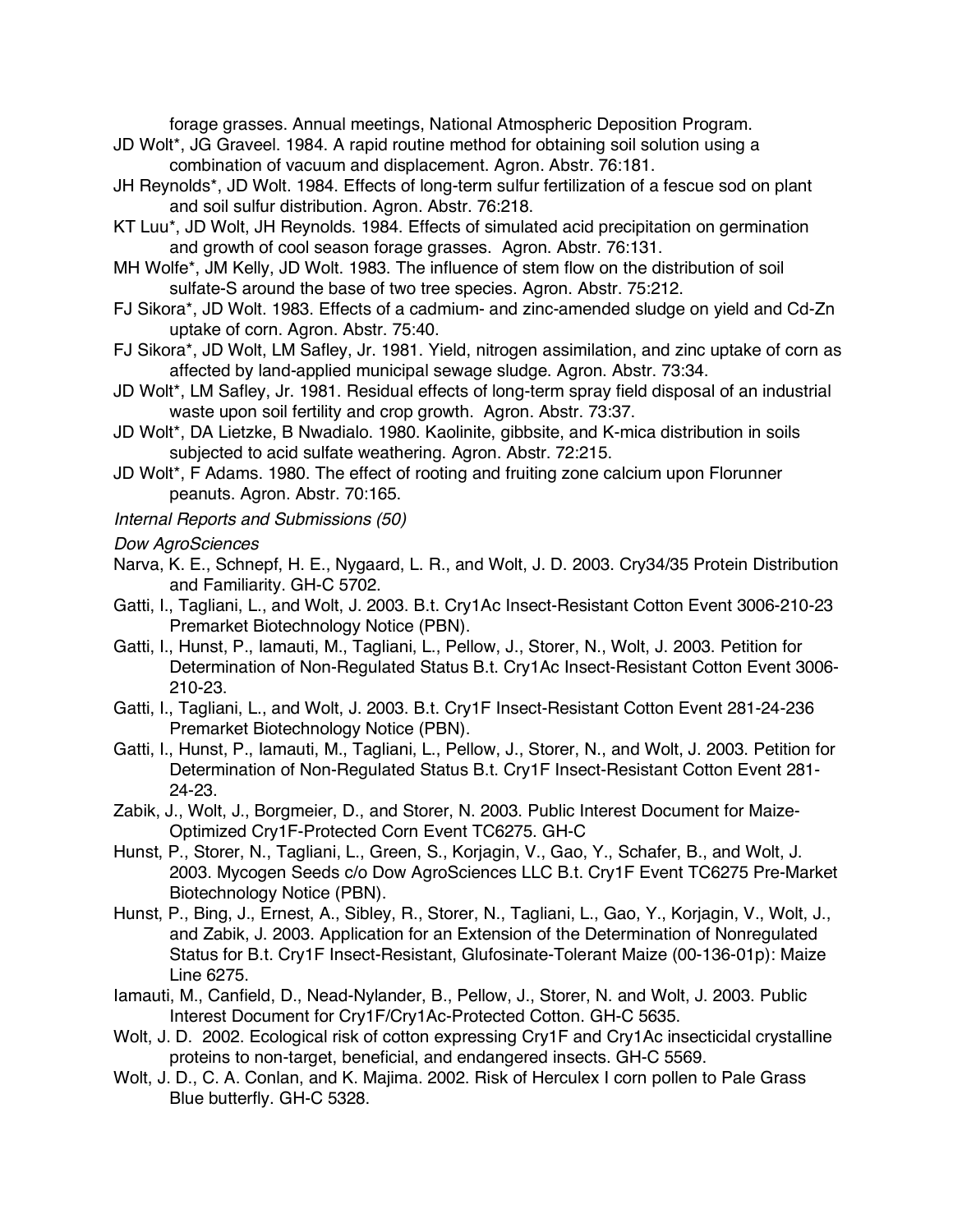forage grasses. Annual meetings, National Atmospheric Deposition Program.

JD Wolt*, JG Graveel. 1984. A rapid routine method for obtaining soil solution using a combination of vacuum and displacement. Agron. Abstr. 76:181.

JH Reynolds*, JD Wolt. 1984. Effects of long-term sulfur fertilization of a fescue sod on plant and soil sulfur distribution. Agron. Abstr. 76:218.

KT Luu*, JD Wolt, JH Reynolds. 1984. Effects of simulated acid precipitation on germination and growth of cool season forage grasses. Agron. Abstr. 76:131.

MH Wolfe*, JM Kelly, JD Wolt. 1983. The influence of stem flow on the distribution of soil sulfate-S around the base of two tree species. Agron. Abstr. 75:212.

FJ Sikora*, JD Wolt. 1983. Effects of a cadmium- and zinc-amended sludge on yield and Cd-Zn uptake of corn. Agron. Abstr. 75:40.

FJ Sikora*, JD Wolt, LM Safley, Jr. 1981. Yield, nitrogen assimilation, and zinc uptake of corn as affected by land-applied municipal sewage sludge. Agron. Abstr. 73:34.

JD Wolt*, LM Safley, Jr. 1981. Residual effects of long-term spray field disposal of an industrial waste upon soil fertility and crop growth. Agron. Abstr. 73:37.

JD Wolt*, DA Lietzke, B Nwadialo. 1980. Kaolinite, gibbsite, and K-mica distribution in soils subjected to acid sulfate weathering. Agron. Abstr. 72:215.

JD Wolt*, F Adams. 1980. The effect of rooting and fruiting zone calcium upon Florunner peanuts. Agron. Abstr. 70:165.

*Internal Reports and Submissions (50)*

*Dow AgroSciences*

Narva, K. E., Schnepf, H. E., Nygaard, L. R., and Wolt, J. D. 2003. Cry34/35 Protein Distribution and Familiarity. GH-C 5702.

Gatti, I., Tagliani, L., and Wolt, J. 2003. B.t. Cry1Ac Insect-Resistant Cotton Event 3006-210-23 Premarket Biotechnology Notice (PBN).

Gatti, I., Hunst, P., Iamauti, M., Tagliani, L., Pellow, J., Storer, N., Wolt, J. 2003. Petition for Determination of Non-Regulated Status B.t. Cry1Ac Insect-Resistant Cotton Event 3006-210-23.

Gatti, I., Tagliani, L., and Wolt, J. 2003. B.t. Cry1F Insect-Resistant Cotton Event 281-24-236 Premarket Biotechnology Notice (PBN).

Gatti, I., Hunst, P., Iamauti, M., Tagliani, L., Pellow, J., Storer, N., and Wolt, J. 2003. Petition for Determination of Non-Regulated Status B.t. Cry1F Insect-Resistant Cotton Event 281-24-23.

Zabik, J., Wolt, J., Borgmeier, D., and Storer, N. 2003. Public Interest Document for Maize-Optimized Cry1F-Protected Corn Event TC6275. GH-C

Hunst, P., Storer, N., Tagliani, L., Green, S., Korjagin, V., Gao, Y., Schafer, B., and Wolt, J. 2003. Mycogen Seeds c/o Dow AgroSciences LLC B.t. Cry1F Event TC6275 Pre-Market Biotechnology Notice (PBN).

Hunst, P., Bing, J., Ernest, A., Sibley, R., Storer, N., Tagliani, L., Gao, Y., Korjagin, V., Wolt, J., and Zabik, J. 2003. Application for an Extension of the Determination of Nonregulated Status for B.t. Cry1F Insect-Resistant, Glufosinate-Tolerant Maize (00-136-01p): Maize Line 6275.

Iamauti, M., Canfield, D., Nead-Nylander, B., Pellow, J., Storer, N. and Wolt, J. 2003. Public Interest Document for Cry1F/Cry1Ac-Protected Cotton. GH-C 5635.

Wolt, J. D. 2002. Ecological risk of cotton expressing Cry1F and Cry1Ac insecticidal crystalline proteins to non-target, beneficial, and endangered insects. GH-C 5569.

Wolt, J. D., C. A. Conlan, and K. Majima. 2002. Risk of Herculex I corn pollen to Pale Grass Blue butterfly. GH-C 5328.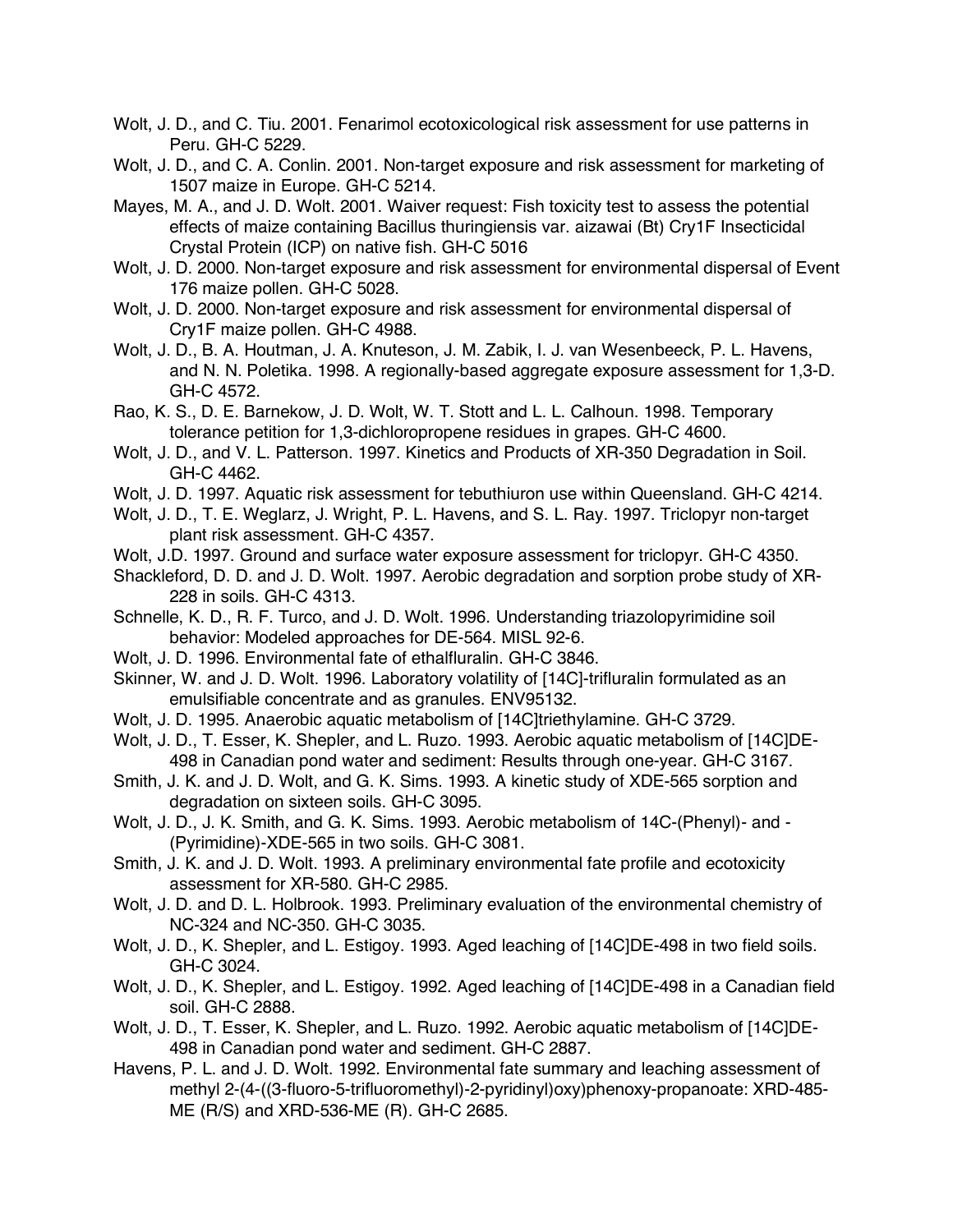Wolt, J. D., and C. Tiu. 2001. Fenarimol ecotoxicological risk assessment for use patterns in Peru. GH-C 5229.

Wolt, J. D., and C. A. Conlin. 2001. Non-target exposure and risk assessment for marketing of 1507 maize in Europe. GH-C 5214.

Mayes, M. A., and J. D. Wolt. 2001. Waiver request: Fish toxicity test to assess the potential effects of maize containing Bacillus thuringiensis var. aizawai (Bt) Cry1F Insecticidal Crystal Protein (ICP) on native fish. GH-C 5016

Wolt, J. D. 2000. Non-target exposure and risk assessment for environmental dispersal of Event 176 maize pollen. GH-C 5028.

Wolt, J. D. 2000. Non-target exposure and risk assessment for environmental dispersal of Cry1F maize pollen. GH-C 4988.

Wolt, J. D., B. A. Houtman, J. A. Knuteson, J. M. Zabik, I. J. van Wesenbeeck, P. L. Havens, and N. N. Poletika. 1998. A regionally-based aggregate exposure assessment for 1,3-D. GH-C 4572.

Rao, K. S., D. E. Barnekow, J. D. Wolt, W. T. Stott and L. L. Calhoun. 1998. Temporary tolerance petition for 1,3-dichloropropene residues in grapes. GH-C 4600.

Wolt, J. D., and V. L. Patterson. 1997. Kinetics and Products of XR-350 Degradation in Soil. GH-C 4462.

Wolt, J. D. 1997. Aquatic risk assessment for tebuthiuron use within Queensland. GH-C 4214.

Wolt, J. D., T. E. Weglarz, J. Wright, P. L. Havens, and S. L. Ray. 1997. Triclopyr non-target plant risk assessment. GH-C 4357.

Wolt, J.D. 1997. Ground and surface water exposure assessment for triclopyr. GH-C 4350.

Shackleford, D. D. and J. D. Wolt. 1997. Aerobic degradation and sorption probe study of XR-228 in soils. GH-C 4313.

Schnelle, K. D., R. F. Turco, and J. D. Wolt. 1996. Understanding triazolopyrimidine soil behavior: Modeled approaches for DE-564. MISL 92-6.

Wolt, J. D. 1996. Environmental fate of ethalfluralin. GH-C 3846.

Skinner, W. and J. D. Wolt. 1996. Laboratory volatility of [14C]-trifluralin formulated as an emulsifiable concentrate and as granules. ENV95132.

Wolt, J. D. 1995. Anaerobic aquatic metabolism of [14C]triethylamine. GH-C 3729.

Wolt, J. D., T. Esser, K. Shepler, and L. Ruzo. 1993. Aerobic aquatic metabolism of [14C]DE-498 in Canadian pond water and sediment: Results through one-year. GH-C 3167.

Smith, J. K. and J. D. Wolt, and G. K. Sims. 1993. A kinetic study of XDE-565 sorption and degradation on sixteen soils. GH-C 3095.

Wolt, J. D., J. K. Smith, and G. K. Sims. 1993. Aerobic metabolism of 14C-(Phenyl)- and -(Pyrimidine)-XDE-565 in two soils. GH-C 3081.

Smith, J. K. and J. D. Wolt. 1993. A preliminary environmental fate profile and ecotoxicity assessment for XR-580. GH-C 2985.

Wolt, J. D. and D. L. Holbrook. 1993. Preliminary evaluation of the environmental chemistry of NC-324 and NC-350. GH-C 3035.

Wolt, J. D., K. Shepler, and L. Estigoy. 1993. Aged leaching of [14C]DE-498 in two field soils. GH-C 3024.

Wolt, J. D., K. Shepler, and L. Estigoy. 1992. Aged leaching of [14C]DE-498 in a Canadian field soil. GH-C 2888.

Wolt, J. D., T. Esser, K. Shepler, and L. Ruzo. 1992. Aerobic aquatic metabolism of [14C]DE-498 in Canadian pond water and sediment. GH-C 2887.

Havens, P. L. and J. D. Wolt. 1992. Environmental fate summary and leaching assessment of methyl 2-(4-((3-fluoro-5-trifluoromethyl)-2-pyridinyl)oxy)phenoxy-propanoate: XRD-485-ME (R/S) and XRD-536-ME (R). GH-C 2685.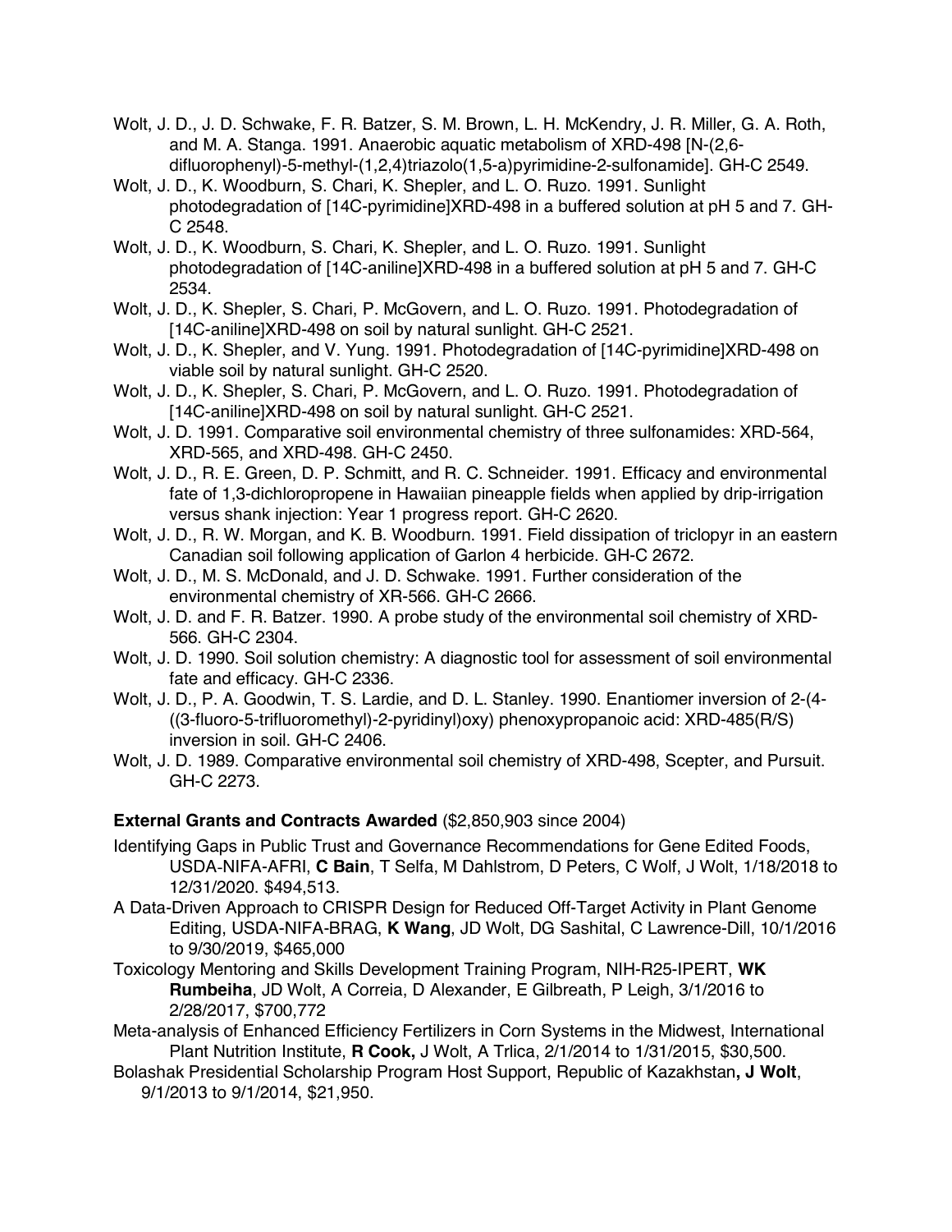Wolt, J. D., J. D. Schwake, F. R. Batzer, S. M. Brown, L. H. McKendry, J. R. Miller, G. A. Roth, and M. A. Stanga. 1991. Anaerobic aquatic metabolism of XRD-498 [N-(2,6-difluorophenyl)-5-methyl-(1,2,4)triazolo(1,5-a)pyrimidine-2-sulfonamide]. GH-C 2549.

Wolt, J. D., K. Woodburn, S. Chari, K. Shepler, and L. O. Ruzo. 1991. Sunlight photodegradation of [14C-pyrimidine]XRD-498 in a buffered solution at pH 5 and 7. GH-C 2548.

Wolt, J. D., K. Woodburn, S. Chari, K. Shepler, and L. O. Ruzo. 1991. Sunlight photodegradation of [14C-aniline]XRD-498 in a buffered solution at pH 5 and 7. GH-C 2534.

Wolt, J. D., K. Shepler, S. Chari, P. McGovern, and L. O. Ruzo. 1991. Photodegradation of [14C-aniline]XRD-498 on soil by natural sunlight. GH-C 2521.

Wolt, J. D., K. Shepler, and V. Yung. 1991. Photodegradation of [14C-pyrimidine]XRD-498 on viable soil by natural sunlight. GH-C 2520.

Wolt, J. D., K. Shepler, S. Chari, P. McGovern, and L. O. Ruzo. 1991. Photodegradation of [14C-aniline]XRD-498 on soil by natural sunlight. GH-C 2521.

Wolt, J. D. 1991. Comparative soil environmental chemistry of three sulfonamides: XRD-564, XRD-565, and XRD-498. GH-C 2450.

Wolt, J. D., R. E. Green, D. P. Schmitt, and R. C. Schneider. 1991. Efficacy and environmental fate of 1,3-dichloropropene in Hawaiian pineapple fields when applied by drip-irrigation versus shank injection: Year 1 progress report. GH-C 2620.

Wolt, J. D., R. W. Morgan, and K. B. Woodburn. 1991. Field dissipation of triclopyr in an eastern Canadian soil following application of Garlon 4 herbicide. GH-C 2672.

Wolt, J. D., M. S. McDonald, and J. D. Schwake. 1991. Further consideration of the environmental chemistry of XR-566. GH-C 2666.

Wolt, J. D. and F. R. Batzer. 1990. A probe study of the environmental soil chemistry of XRD-566. GH-C 2304.

Wolt, J. D. 1990. Soil solution chemistry: A diagnostic tool for assessment of soil environmental fate and efficacy. GH-C 2336.

Wolt, J. D., P. A. Goodwin, T. S. Lardie, and D. L. Stanley. 1990. Enantiomer inversion of 2-(4-((3-fluoro-5-trifluoromethyl)-2-pyridinyl)oxy) phenoxypropanoic acid: XRD-485(R/S) inversion in soil. GH-C 2406.

Wolt, J. D. 1989. Comparative environmental soil chemistry of XRD-498, Scepter, and Pursuit. GH-C 2273.

**External Grants and Contracts Awarded** ($2,850,903 since 2004)

Identifying Gaps in Public Trust and Governance Recommendations for Gene Edited Foods, USDA-NIFA-AFRI, **C Bain**, T Selfa, M Dahlstrom, D Peters, C Wolf, J Wolt, 1/18/2018 to 12/31/2020. $494,513.

A Data-Driven Approach to CRISPR Design for Reduced Off-Target Activity in Plant Genome Editing, USDA-NIFA-BRAG, **K Wang**, JD Wolt, DG Sashital, C Lawrence-Dill, 10/1/2016 to 9/30/2019, $465,000

Toxicology Mentoring and Skills Development Training Program, NIH-R25-IPERT, **WK Rumbeiha**, JD Wolt, A Correia, D Alexander, E Gilbreath, P Leigh, 3/1/2016 to 2/28/2017, $700,772

Meta-analysis of Enhanced Efficiency Fertilizers in Corn Systems in the Midwest, International Plant Nutrition Institute, **R Cook,** J Wolt, A Trlica, 2/1/2014 to 1/31/2015, $30,500.

Bolashak Presidential Scholarship Program Host Support, Republic of Kazakhstan**, J Wolt**, 9/1/2013 to 9/1/2014, $21,950.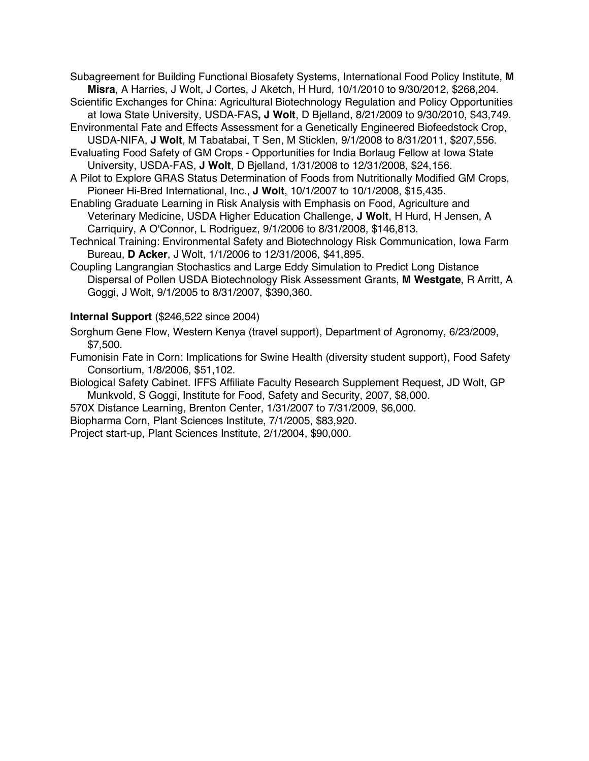Subagreement for Building Functional Biosafety Systems, International Food Policy Institute, **M Misra**, A Harries, J Wolt, J Cortes, J Aketch, H Hurd, 10/1/2010 to 9/30/2012, $268,204.

Scientific Exchanges for China: Agricultural Biotechnology Regulation and Policy Opportunities at Iowa State University, USDA-FAS**, J Wolt**, D Bjelland, 8/21/2009 to 9/30/2010, $43,749.

Environmental Fate and Effects Assessment for a Genetically Engineered Biofeedstock Crop, USDA-NIFA, **J Wolt**, M Tabatabai, T Sen, M Sticklen, 9/1/2008 to 8/31/2011, $207,556.

Evaluating Food Safety of GM Crops - Opportunities for India Borlaug Fellow at Iowa State University, USDA-FAS, **J Wolt**, D Bjelland, 1/31/2008 to 12/31/2008, $24,156.

A Pilot to Explore GRAS Status Determination of Foods from Nutritionally Modified GM Crops, Pioneer Hi-Bred International, Inc., **J Wolt**, 10/1/2007 to 10/1/2008, $15,435.

Enabling Graduate Learning in Risk Analysis with Emphasis on Food, Agriculture and Veterinary Medicine, USDA Higher Education Challenge, **J Wolt**, H Hurd, H Jensen, A Carriquiry, A O'Connor, L Rodriguez, 9/1/2006 to 8/31/2008, $146,813.

Technical Training: Environmental Safety and Biotechnology Risk Communication, Iowa Farm Bureau, **D Acker**, J Wolt, 1/1/2006 to 12/31/2006, $41,895.

Coupling Langrangian Stochastics and Large Eddy Simulation to Predict Long Distance Dispersal of Pollen USDA Biotechnology Risk Assessment Grants, **M Westgate**, R Arritt, A Goggi, J Wolt, 9/1/2005 to 8/31/2007, $390,360.

**Internal Support** ($246,522 since 2004)

Sorghum Gene Flow, Western Kenya (travel support), Department of Agronomy, 6/23/2009, $7,500.

Fumonisin Fate in Corn: Implications for Swine Health (diversity student support), Food Safety Consortium, 1/8/2006, $51,102.

Biological Safety Cabinet. IFFS Affiliate Faculty Research Supplement Request, JD Wolt, GP Munkvold, S Goggi, Institute for Food, Safety and Security, 2007, $8,000.

570X Distance Learning, Brenton Center, 1/31/2007 to 7/31/2009, $6,000.

Biopharma Corn, Plant Sciences Institute, 7/1/2005, $83,920.

Project start-up, Plant Sciences Institute, 2/1/2004, $90,000.